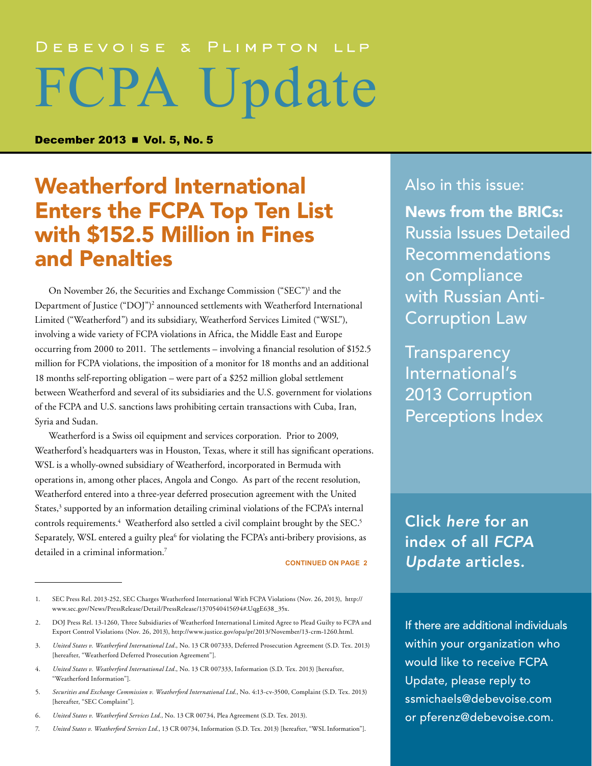Debevoise & Plimpton LLP

# FCPA Update

**December 2013 ■ Vol. 5, No. 5**

## Weatherford International Enters the FCPA Top Ten List with $152.5 Million in Fines and Penalties

On November 26, the Securities and Exchange Commission ("SEC")[1] and the Department of Justice ("DOJ")[2] announced settlements with Weatherford International Limited ("Weatherford") and its subsidiary, Weatherford Services Limited ("WSL"), involving a wide variety of FCPA violations in Africa, the Middle East and Europe occurring from 2000 to 2011. The settlements – involving a financial resolution of $152.5 million for FCPA violations, the imposition of a monitor for 18 months and an additional 18 months self-reporting obligation – were part of a $252 million global settlement between Weatherford and several of its subsidiaries and the U.S. government for violations of the FCPA and U.S. sanctions laws prohibiting certain transactions with Cuba, Iran, Syria and Sudan.

Weatherford is a Swiss oil equipment and services corporation. Prior to 2009, Weatherford's headquarters was in Houston, Texas, where it still has significant operations. WSL is a wholly-owned subsidiary of Weatherford, incorporated in Bermuda with operations in, among other places, Angola and Congo. As part of the recent resolution, Weatherford entered into a three-year deferred prosecution agreement with the United States,[3] supported by an information detailing criminal violations of the FCPA's internal controls requirements.[4] Weatherford also settled a civil complaint brought by the SEC.[5] Separately, WSL entered a guilty plea[6] for violating the FCPA's anti-bribery provisions, as detailed in a criminal information.[7]

CONTINUED ON PAGE 2

---

1. SEC Press Rel. 2013-252, SEC Charges Weatherford International With FCPA Violations (Nov. 26, 2013), http://www.sec.gov/News/PressRelease/Detail/PressRelease/1370540415694#.UqgE638_35x.
2. DOJ Press Rel. 13-1260, Three Subsidiaries of Weatherford International Limited Agree to Plead Guilty to FCPA and Export Control Violations (Nov. 26, 2013), http://www.justice.gov/opa/pr/2013/November/13-crm-1260.html.
3. *United States v. Weatherford International Ltd.*, No. 13 CR 007333, Deferred Prosecution Agreement (S.D. Tex. 2013) [hereafter, "Weatherford Deferred Prosecution Agreement"].
4. *United States v. Weatherford International Ltd.*, No. 13 CR 007333, Information (S.D. Tex. 2013) [hereafter, "Weatherford Information"].
5. *Securities and Exchange Commission v. Weatherford International Ltd.*, No. 4:13-cv-3500, Complaint (S.D. Tex. 2013) [hereafter, "SEC Complaint"].
6. *United States v. Weatherford Services Ltd.*, No. 13 CR 00734, Plea Agreement (S.D. Tex. 2013).
7. *United States v. Weatherford Services Ltd.*, 13 CR 00734, Information (S.D. Tex. 2013) [hereafter, "WSL Information"].

---

Also in this issue:

**News from the BRICs:** Russia Issues Detailed Recommendations on Compliance with Russian Anti-Corruption Law

Transparency International's 2013 Corruption Perceptions Index

**Click *here* for an index of all *FCPA Update* articles.**

If there are additional individuals within your organization who would like to receive FCPA Update, please reply to ssmichaels@debevoise.com or pferenz@debevoise.com.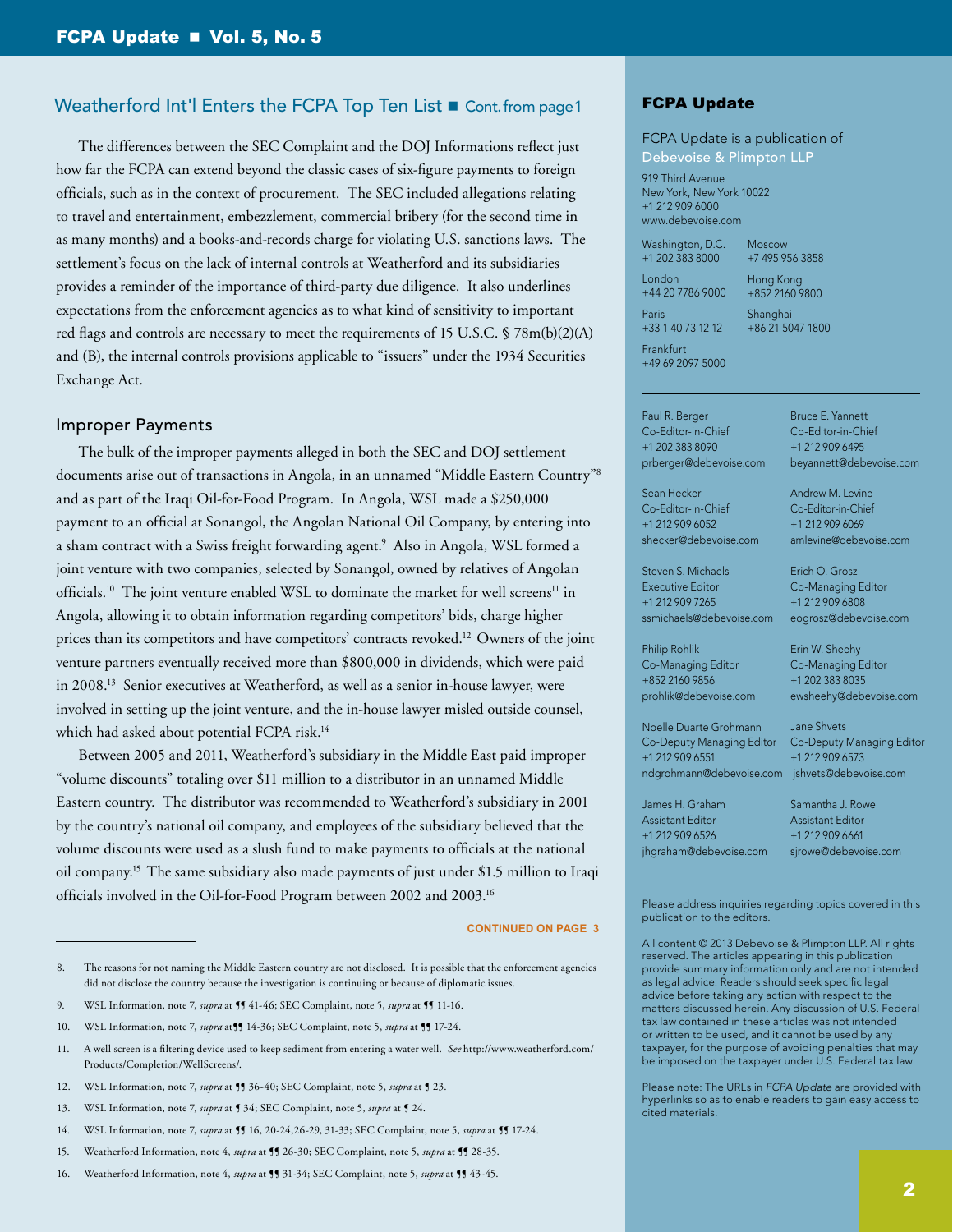## Weatherford Int'l Enters the FCPA Top Ten List ■ Cont. from page 1

The differences between the SEC Complaint and the DOJ Informations reflect just how far the FCPA can extend beyond the classic cases of six-figure payments to foreign officials, such as in the context of procurement. The SEC included allegations relating to travel and entertainment, embezzlement, commercial bribery (for the second time in as many months) and a books-and-records charge for violating U.S. sanctions laws. The settlement's focus on the lack of internal controls at Weatherford and its subsidiaries provides a reminder of the importance of third-party due diligence. It also underlines expectations from the enforcement agencies as to what kind of sensitivity to important red flags and controls are necessary to meet the requirements of 15 U.S.C. § 78m(b)(2)(A) and (B), the internal controls provisions applicable to "issuers" under the 1934 Securities Exchange Act.

### Improper Payments

The bulk of the improper payments alleged in both the SEC and DOJ settlement documents arise out of transactions in Angola, in an unnamed "Middle Eastern Country"[8] and as part of the Iraqi Oil-for-Food Program. In Angola, WSL made a $250,000 payment to an official at Sonangol, the Angolan National Oil Company, by entering into a sham contract with a Swiss freight forwarding agent.[9] Also in Angola, WSL formed a joint venture with two companies, selected by Sonangol, owned by relatives of Angolan officials.[10] The joint venture enabled WSL to dominate the market for well screens[11] in Angola, allowing it to obtain information regarding competitors' bids, charge higher prices than its competitors and have competitors' contracts revoked.[12] Owners of the joint venture partners eventually received more than $800,000 in dividends, which were paid in 2008.[13] Senior executives at Weatherford, as well as a senior in-house lawyer, were involved in setting up the joint venture, and the in-house lawyer misled outside counsel, which had asked about potential FCPA risk.[14]

Between 2005 and 2011, Weatherford's subsidiary in the Middle East paid improper "volume discounts" totaling over $11 million to a distributor in an unnamed Middle Eastern country. The distributor was recommended to Weatherford's subsidiary in 2001 by the country's national oil company, and employees of the subsidiary believed that the volume discounts were used as a slush fund to make payments to officials at the national oil company.[15] The same subsidiary also made payments of just under $1.5 million to Iraqi officials involved in the Oil-for-Food Program between 2002 and 2003.[16]

CONTINUED ON PAGE 3

---

8. The reasons for not naming the Middle Eastern country are not disclosed. It is possible that the enforcement agencies did not disclose the country because the investigation is continuing or because of diplomatic issues.
9. WSL Information, note 7, *supra* at ¶¶ 41-46; SEC Complaint, note 5, *supra* at ¶¶ 11-16.
10. WSL Information, note 7, *supra* at¶¶ 14-36; SEC Complaint, note 5, *supra* at ¶¶ 17-24.
11. A well screen is a filtering device used to keep sediment from entering a water well. *See* http://www.weatherford.com/Products/Completion/WellScreens/.
12. WSL Information, note 7, *supra* at ¶¶ 36-40; SEC Complaint, note 5, *supra* at ¶ 23.
13. WSL Information, note 7, *supra* at ¶ 34; SEC Complaint, note 5, *supra* at ¶ 24.
14. WSL Information, note 7, *supra* at ¶¶ 16, 20-24,26-29, 31-33; SEC Complaint, note 5, *supra* at ¶¶ 17-24.
15. Weatherford Information, note 4, *supra* at ¶¶ 26-30; SEC Complaint, note 5, *supra* at ¶¶ 28-35.
16. Weatherford Information, note 4, *supra* at ¶¶ 31-34; SEC Complaint, note 5, *supra* at ¶¶ 43-45.

---

**FCPA Update**

FCPA Update is a publication of Debevoise & Plimpton LLP

919 Third Avenue
New York, New York 10022
+1 212 909 6000
www.debevoise.com

Washington, D.C.
+1 202 383 8000

London
+44 20 7786 9000

Paris
+33 1 40 73 12 12

Frankfurt
+49 69 2097 5000

Moscow
+7 495 956 3858

Hong Kong
+852 2160 9800

Shanghai
+86 21 5047 1800

Paul R. Berger
Co-Editor-in-Chief
+1 202 383 8090
prberger@debevoise.com

Bruce E. Yannett
Co-Editor-in-Chief
+1 212 909 6495
beyannett@debevoise.com

Sean Hecker
Co-Editor-in-Chief
+1 212 909 6052
shecker@debevoise.com

Andrew M. Levine
Co-Editor-in-Chief
+1 212 909 6069
amlevine@debevoise.com

Steven S. Michaels
Executive Editor
+1 212 909 7265
ssmichaels@debevoise.com

Erich O. Grosz
Co-Managing Editor
+1 212 909 6808
eogrosz@debevoise.com

Philip Rohlik
Co-Managing Editor
+852 2160 9856
prohlik@debevoise.com

Erin W. Sheehy
Co-Managing Editor
+1 202 383 8035
ewsheehy@debevoise.com

Noelle Duarte Grohmann
Co-Deputy Managing Editor
+1 212 909 6551
ndgrohmann@debevoise.com

Jane Shvets
Co-Deputy Managing Editor
+1 212 909 6573
jshvets@debevoise.com

James H. Graham
Assistant Editor
+1 212 909 6526
jhgraham@debevoise.com

Samantha J. Rowe
Assistant Editor
+1 212 909 6661
sjrowe@debevoise.com

Please address inquiries regarding topics covered in this publication to the editors.

All content © 2013 Debevoise & Plimpton LLP. All rights reserved. The articles appearing in this publication provide summary information only and are not intended as legal advice. Readers should seek specific legal advice before taking any action with respect to the matters discussed herein. Any discussion of U.S. Federal tax law contained in these articles was not intended or written to be used, and it cannot be used by any taxpayer, for the purpose of avoiding penalties that may be imposed on the taxpayer under U.S. Federal tax law.

Please note: The URLs in *FCPA Update* are provided with hyperlinks so as to enable readers to gain easy access to cited materials.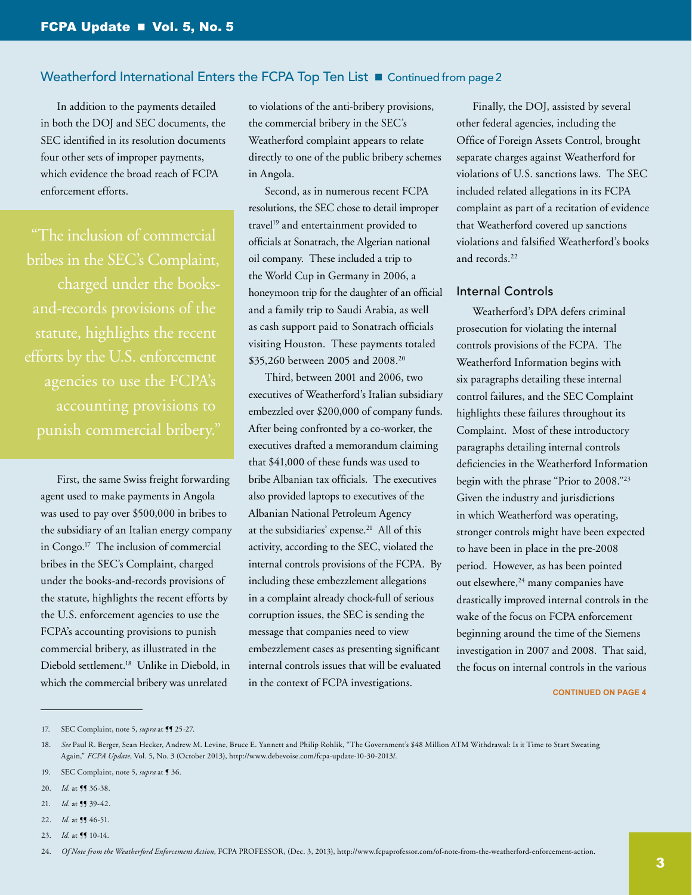## Weatherford International Enters the FCPA Top Ten List ■ Continued from page 2

In addition to the payments detailed in both the DOJ and SEC documents, the SEC identified in its resolution documents four other sets of improper payments, which evidence the broad reach of FCPA enforcement efforts.

> "The inclusion of commercial bribes in the SEC's Complaint, charged under the books-and-records provisions of the statute, highlights the recent efforts by the U.S. enforcement agencies to use the FCPA's accounting provisions to punish commercial bribery."

First, the same Swiss freight forwarding agent used to make payments in Angola was used to pay over $500,000 in bribes to the subsidiary of an Italian energy company in Congo.[17] The inclusion of commercial bribes in the SEC's Complaint, charged under the books-and-records provisions of the statute, highlights the recent efforts by the U.S. enforcement agencies to use the FCPA's accounting provisions to punish commercial bribery, as illustrated in the Diebold settlement.[18] Unlike in Diebold, in which the commercial bribery was unrelated to violations of the anti-bribery provisions, the commercial bribery in the SEC's Weatherford complaint appears to relate directly to one of the public bribery schemes in Angola.

Second, as in numerous recent FCPA resolutions, the SEC chose to detail improper travel[19] and entertainment provided to officials at Sonatrach, the Algerian national oil company. These included a trip to the World Cup in Germany in 2006, a honeymoon trip for the daughter of an official and a family trip to Saudi Arabia, as well as cash support paid to Sonatrach officials visiting Houston. These payments totaled $35,260 between 2005 and 2008.[20]

Third, between 2001 and 2006, two executives of Weatherford's Italian subsidiary embezzled over $200,000 of company funds. After being confronted by a co-worker, the executives drafted a memorandum claiming that $41,000 of these funds was used to bribe Albanian tax officials. The executives also provided laptops to executives of the Albanian National Petroleum Agency at the subsidiaries' expense.[21] All of this activity, according to the SEC, violated the internal controls provisions of the FCPA. By including these embezzlement allegations in a complaint already chock-full of serious corruption issues, the SEC is sending the message that companies need to view embezzlement cases as presenting significant internal controls issues that will be evaluated in the context of FCPA investigations.

Finally, the DOJ, assisted by several other federal agencies, including the Office of Foreign Assets Control, brought separate charges against Weatherford for violations of U.S. sanctions laws. The SEC included related allegations in its FCPA complaint as part of a recitation of evidence that Weatherford covered up sanctions violations and falsified Weatherford's books and records.[22]

### Internal Controls

Weatherford's DPA defers criminal prosecution for violating the internal controls provisions of the FCPA. The Weatherford Information begins with six paragraphs detailing these internal control failures, and the SEC Complaint highlights these failures throughout its Complaint. Most of these introductory paragraphs detailing internal controls deficiencies in the Weatherford Information begin with the phrase "Prior to 2008."[23] Given the industry and jurisdictions in which Weatherford was operating, stronger controls might have been expected to have been in place in the pre-2008 period. However, as has been pointed out elsewhere,[24] many companies have drastically improved internal controls in the wake of the focus on FCPA enforcement beginning around the time of the Siemens investigation in 2007 and 2008. That said, the focus on internal controls in the various

**CONTINUED ON PAGE 4**

---

17. SEC Complaint, note 5, *supra* at ¶¶ 25-27.
18. *See* Paul R. Berger, Sean Hecker, Andrew M. Levine, Bruce E. Yannett and Philip Rohlik, "The Government's $48 Million ATM Withdrawal: Is it Time to Start Sweating Again," *FCPA Update*, Vol. 5, No. 3 (October 2013), http://www.debevoise.com/fcpa-update-10-30-2013/.
19. SEC Complaint, note 5, *supra* at ¶ 36.
20. *Id.* at ¶¶ 36-38.
21. *Id.* at ¶¶ 39-42.
22. *Id.* at ¶¶ 46-51.
23. *Id.* at ¶¶ 10-14.
24. *Of Note from the Weatherford Enforcement Action*, FCPA PROFESSOR, (Dec. 3, 2013), http://www.fcpaprofessor.com/of-note-from-the-weatherford-enforcement-action.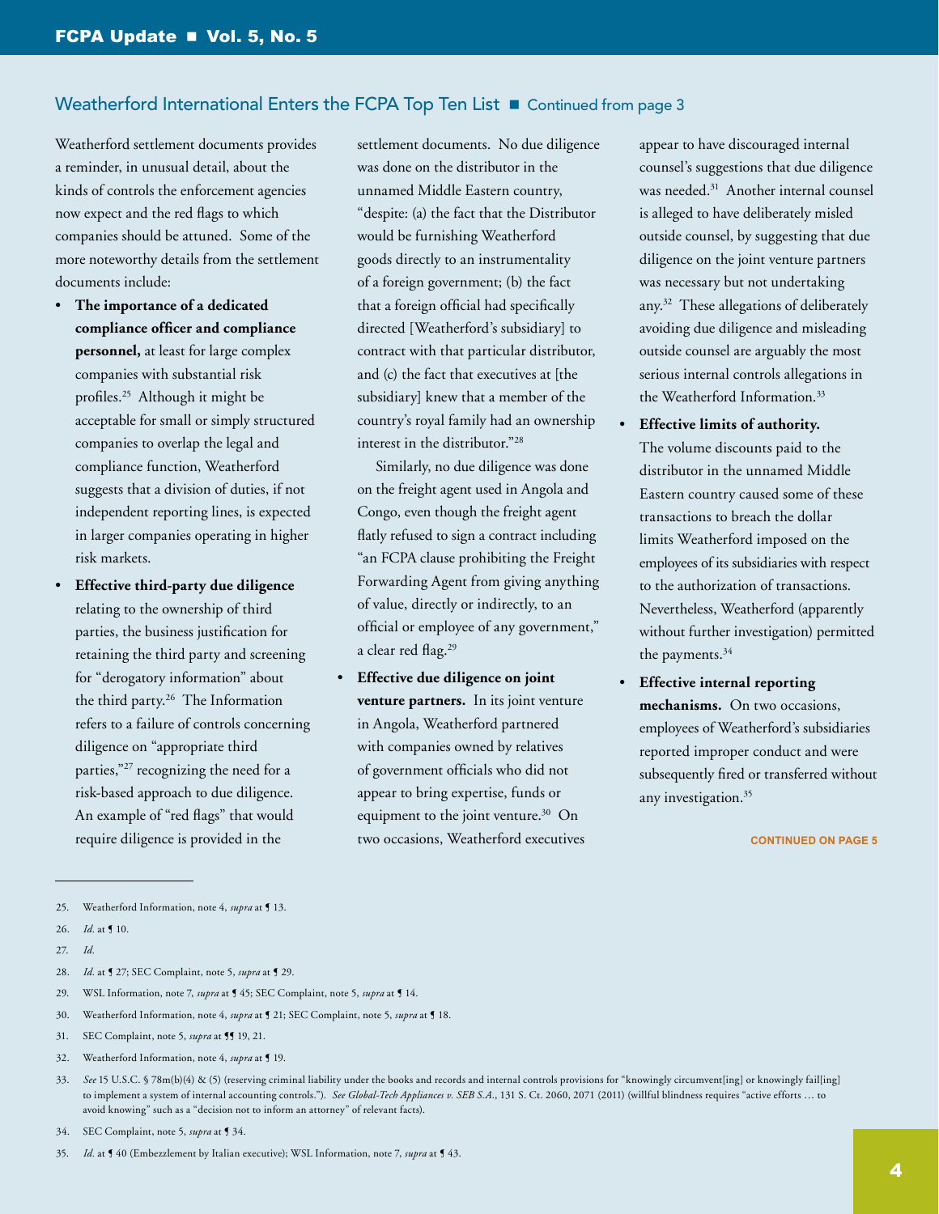## Weatherford International Enters the FCPA Top Ten List ■ Continued from page 3

Weatherford settlement documents provides a reminder, in unusual detail, about the kinds of controls the enforcement agencies now expect and the red flags to which companies should be attuned. Some of the more noteworthy details from the settlement documents include:

- **The importance of a dedicated compliance officer and compliance personnel,** at least for large complex companies with substantial risk profiles.[25] Although it might be acceptable for small or simply structured companies to overlap the legal and compliance function, Weatherford suggests that a division of duties, if not independent reporting lines, is expected in larger companies operating in higher risk markets.
- **Effective third-party due diligence** relating to the ownership of third parties, the business justification for retaining the third party and screening for "derogatory information" about the third party.[26] The Information refers to a failure of controls concerning diligence on "appropriate third parties,"[27] recognizing the need for a risk-based approach to due diligence. An example of "red flags" that would require diligence is provided in the settlement documents. No due diligence was done on the distributor in the unnamed Middle Eastern country, "despite: (a) the fact that the Distributor would be furnishing Weatherford goods directly to an instrumentality of a foreign government; (b) the fact that a foreign official had specifically directed [Weatherford's subsidiary] to contract with that particular distributor, and (c) the fact that executives at [the subsidiary] knew that a member of the country's royal family had an ownership interest in the distributor."[28]

  Similarly, no due diligence was done on the freight agent used in Angola and Congo, even though the freight agent flatly refused to sign a contract including "an FCPA clause prohibiting the Freight Forwarding Agent from giving anything of value, directly or indirectly, to an official or employee of any government," a clear red flag.[29]
- **Effective due diligence on joint venture partners.** In its joint venture in Angola, Weatherford partnered with companies owned by relatives of government officials who did not appear to bring expertise, funds or equipment to the joint venture.[30] On two occasions, Weatherford executives appear to have discouraged internal counsel's suggestions that due diligence was needed.[31] Another internal counsel is alleged to have deliberately misled outside counsel, by suggesting that due diligence on the joint venture partners was necessary but not undertaking any.[32] These allegations of deliberately avoiding due diligence and misleading outside counsel are arguably the most serious internal controls allegations in the Weatherford Information.[33]
- **Effective limits of authority.** The volume discounts paid to the distributor in the unnamed Middle Eastern country caused some of these transactions to breach the dollar limits Weatherford imposed on the employees of its subsidiaries with respect to the authorization of transactions. Nevertheless, Weatherford (apparently without further investigation) permitted the payments.[34]
- **Effective internal reporting mechanisms.** On two occasions, employees of Weatherford's subsidiaries reported improper conduct and were subsequently fired or transferred without any investigation.[35]

CONTINUED ON PAGE 5

---

25. Weatherford Information, note 4, *supra* at ¶ 13.
26. *Id.* at ¶ 10.
27. *Id.*
28. *Id.* at ¶ 27; SEC Complaint, note 5, *supra* at ¶ 29.
29. WSL Information, note 7, *supra* at ¶ 45; SEC Complaint, note 5, *supra* at ¶ 14.
30. Weatherford Information, note 4, *supra* at ¶ 21; SEC Complaint, note 5, *supra* at ¶ 18.
31. SEC Complaint, note 5, *supra* at ¶¶ 19, 21.
32. Weatherford Information, note 4, *supra* at ¶ 19.
33. *See* 15 U.S.C. § 78m(b)(4) & (5) (reserving criminal liability under the books and records and internal controls provisions for "knowingly circumvent[ing] or knowingly fail[ing] to implement a system of internal accounting controls."). *See Global-Tech Appliances v. SEB S.A.*, 131 S. Ct. 2060, 2071 (2011) (willful blindness requires "active efforts … to avoid knowing" such as a "decision not to inform an attorney" of relevant facts).
34. SEC Complaint, note 5, *supra* at ¶ 34.
35. *Id.* at ¶ 40 (Embezzlement by Italian executive); WSL Information, note 7, *supra* at ¶ 43.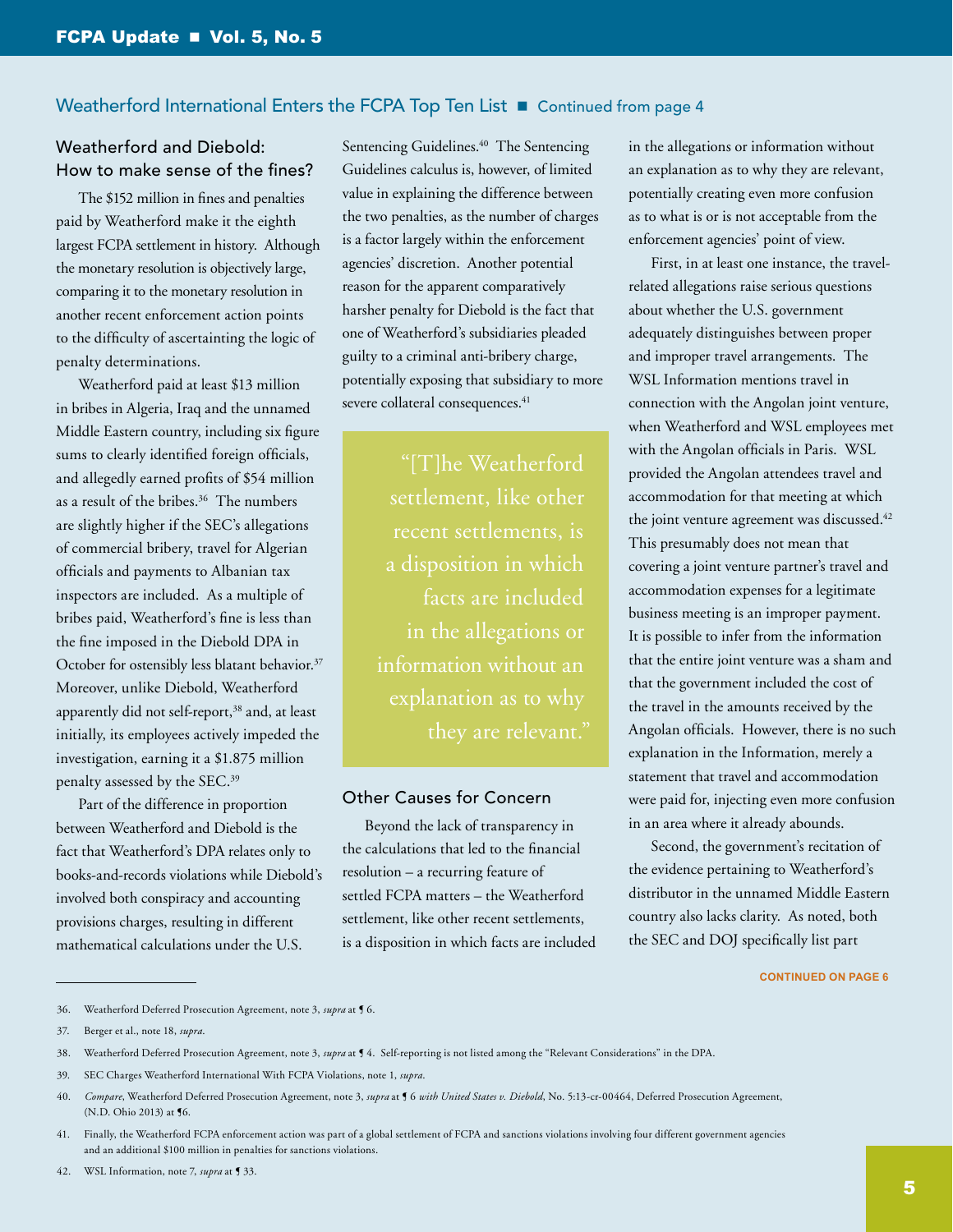## Weatherford International Enters the FCPA Top Ten List ■ Continued from page 4

### Weatherford and Diebold: How to make sense of the fines?

The $152 million in fines and penalties paid by Weatherford make it the eighth largest FCPA settlement in history. Although the monetary resolution is objectively large, comparing it to the monetary resolution in another recent enforcement action points to the difficulty of ascertaining the logic of penalty determinations.

Weatherford paid at least $13 million in bribes in Algeria, Iraq and the unnamed Middle Eastern country, including six figure sums to clearly identified foreign officials, and allegedly earned profits of $54 million as a result of the bribes.[36] The numbers are slightly higher if the SEC's allegations of commercial bribery, travel for Algerian officials and payments to Albanian tax inspectors are included. As a multiple of bribes paid, Weatherford's fine is less than the fine imposed in the Diebold DPA in October for ostensibly less blatant behavior.[37] Moreover, unlike Diebold, Weatherford apparently did not self-report,[38] and, at least initially, its employees actively impeded the investigation, earning it a $1.875 million penalty assessed by the SEC.[39]

Part of the difference in proportion between Weatherford and Diebold is the fact that Weatherford's DPA relates only to books-and-records violations while Diebold's involved both conspiracy and accounting provisions charges, resulting in different mathematical calculations under the U.S. Sentencing Guidelines.[40] The Sentencing Guidelines calculus is, however, of limited value in explaining the difference between the two penalties, as the number of charges is a factor largely within the enforcement agencies' discretion. Another potential reason for the apparent comparatively harsher penalty for Diebold is the fact that one of Weatherford's subsidiaries pleaded guilty to a criminal anti-bribery charge, potentially exposing that subsidiary to more severe collateral consequences.[41]

> "[T]he Weatherford settlement, like other recent settlements, is a disposition in which facts are included in the allegations or information without an explanation as to why they are relevant."

### Other Causes for Concern

Beyond the lack of transparency in the calculations that led to the financial resolution – a recurring feature of settled FCPA matters – the Weatherford settlement, like other recent settlements, is a disposition in which facts are included in the allegations or information without an explanation as to why they are relevant, potentially creating even more confusion as to what is or is not acceptable from the enforcement agencies' point of view.

First, in at least one instance, the travel-related allegations raise serious questions about whether the U.S. government adequately distinguishes between proper and improper travel arrangements. The WSL Information mentions travel in connection with the Angolan joint venture, when Weatherford and WSL employees met with the Angolan officials in Paris. WSL provided the Angolan attendees travel and accommodation for that meeting at which the joint venture agreement was discussed.[42] This presumably does not mean that covering a joint venture partner's travel and accommodation expenses for a legitimate business meeting is an improper payment. It is possible to infer from the information that the entire joint venture was a sham and that the government included the cost of the travel in the amounts received by the Angolan officials. However, there is no such explanation in the Information, merely a statement that travel and accommodation were paid for, injecting even more confusion in an area where it already abounds.

Second, the government's recitation of the evidence pertaining to Weatherford's distributor in the unnamed Middle Eastern country also lacks clarity. As noted, both the SEC and DOJ specifically list part

CONTINUED ON PAGE 6

---

36. Weatherford Deferred Prosecution Agreement, note 3, *supra* at ¶ 6.

37. Berger et al., note 18, *supra*.

38. Weatherford Deferred Prosecution Agreement, note 3, *supra* at ¶ 4. Self-reporting is not listed among the "Relevant Considerations" in the DPA.

39. SEC Charges Weatherford International With FCPA Violations, note 1, *supra*.

40. *Compare*, Weatherford Deferred Prosecution Agreement, note 3, *supra* at ¶ 6 *with United States v. Diebold*, No. 5:13-cr-00464, Deferred Prosecution Agreement, (N.D. Ohio 2013) at ¶6.

41. Finally, the Weatherford FCPA enforcement action was part of a global settlement of FCPA and sanctions violations involving four different government agencies and an additional $100 million in penalties for sanctions violations.

42. WSL Information, note 7, *supra* at ¶ 33.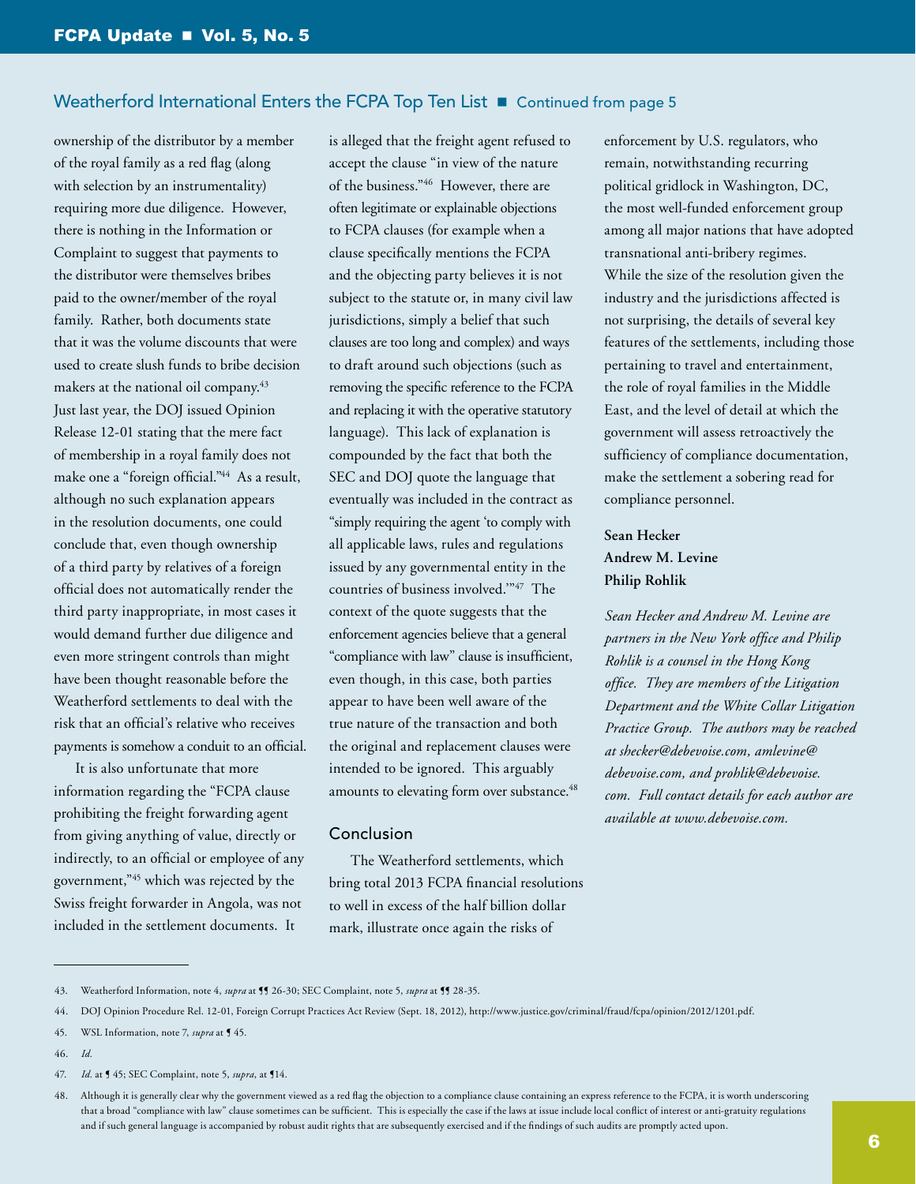## Weatherford International Enters the FCPA Top Ten List ■ Continued from page 5

ownership of the distributor by a member of the royal family as a red flag (along with selection by an instrumentality) requiring more due diligence. However, there is nothing in the Information or Complaint to suggest that payments to the distributor were themselves bribes paid to the owner/member of the royal family. Rather, both documents state that it was the volume discounts that were used to create slush funds to bribe decision makers at the national oil company.[43] Just last year, the DOJ issued Opinion Release 12-01 stating that the mere fact of membership in a royal family does not make one a "foreign official."[44] As a result, although no such explanation appears in the resolution documents, one could conclude that, even though ownership of a third party by relatives of a foreign official does not automatically render the third party inappropriate, in most cases it would demand further due diligence and even more stringent controls than might have been thought reasonable before the Weatherford settlements to deal with the risk that an official's relative who receives payments is somehow a conduit to an official.

It is also unfortunate that more information regarding the "FCPA clause prohibiting the freight forwarding agent from giving anything of value, directly or indirectly, to an official or employee of any government,"[45] which was rejected by the Swiss freight forwarder in Angola, was not included in the settlement documents. It is alleged that the freight agent refused to accept the clause "in view of the nature of the business."[46] However, there are often legitimate or explainable objections to FCPA clauses (for example when a clause specifically mentions the FCPA and the objecting party believes it is not subject to the statute or, in many civil law jurisdictions, simply a belief that such clauses are too long and complex) and ways to draft around such objections (such as removing the specific reference to the FCPA and replacing it with the operative statutory language). This lack of explanation is compounded by the fact that both the SEC and DOJ quote the language that eventually was included in the contract as "simply requiring the agent 'to comply with all applicable laws, rules and regulations issued by any governmental entity in the countries of business involved.'"[47] The context of the quote suggests that the enforcement agencies believe that a general "compliance with law" clause is insufficient, even though, in this case, both parties appear to have been well aware of the true nature of the transaction and both the original and replacement clauses were intended to be ignored. This arguably amounts to elevating form over substance.[48]

### Conclusion

The Weatherford settlements, which bring total 2013 FCPA financial resolutions to well in excess of the half billion dollar mark, illustrate once again the risks of enforcement by U.S. regulators, who remain, notwithstanding recurring political gridlock in Washington, DC, the most well-funded enforcement group among all major nations that have adopted transnational anti-bribery regimes. While the size of the resolution given the industry and the jurisdictions affected is not surprising, the details of several key features of the settlements, including those pertaining to travel and entertainment, the role of royal families in the Middle East, and the level of detail at which the government will assess retroactively the sufficiency of compliance documentation, make the settlement a sobering read for compliance personnel.

**Sean Hecker**
**Andrew M. Levine**
**Philip Rohlik**

*Sean Hecker and Andrew M. Levine are partners in the New York office and Philip Rohlik is a counsel in the Hong Kong office. They are members of the Litigation Department and the White Collar Litigation Practice Group. The authors may be reached at shecker@debevoise.com, amlevine@debevoise.com, and prohlik@debevoise.com. Full contact details for each author are available at www.debevoise.com.*

---

43. Weatherford Information, note 4, *supra* at ¶¶ 26-30; SEC Complaint, note 5, *supra* at ¶¶ 28-35.

44. DOJ Opinion Procedure Rel. 12-01, Foreign Corrupt Practices Act Review (Sept. 18, 2012), http://www.justice.gov/criminal/fraud/fcpa/opinion/2012/1201.pdf.

45. WSL Information, note 7, *supra* at ¶ 45.

46. *Id.*

47. *Id.* at ¶ 45; SEC Complaint, note 5, *supra*, at ¶14.

48. Although it is generally clear why the government viewed as a red flag the objection to a compliance clause containing an express reference to the FCPA, it is worth underscoring that a broad "compliance with law" clause sometimes can be sufficient. This is especially the case if the laws at issue include local conflict of interest or anti-gratuity regulations and if such general language is accompanied by robust audit rights that are subsequently exercised and if the findings of such audits are promptly acted upon.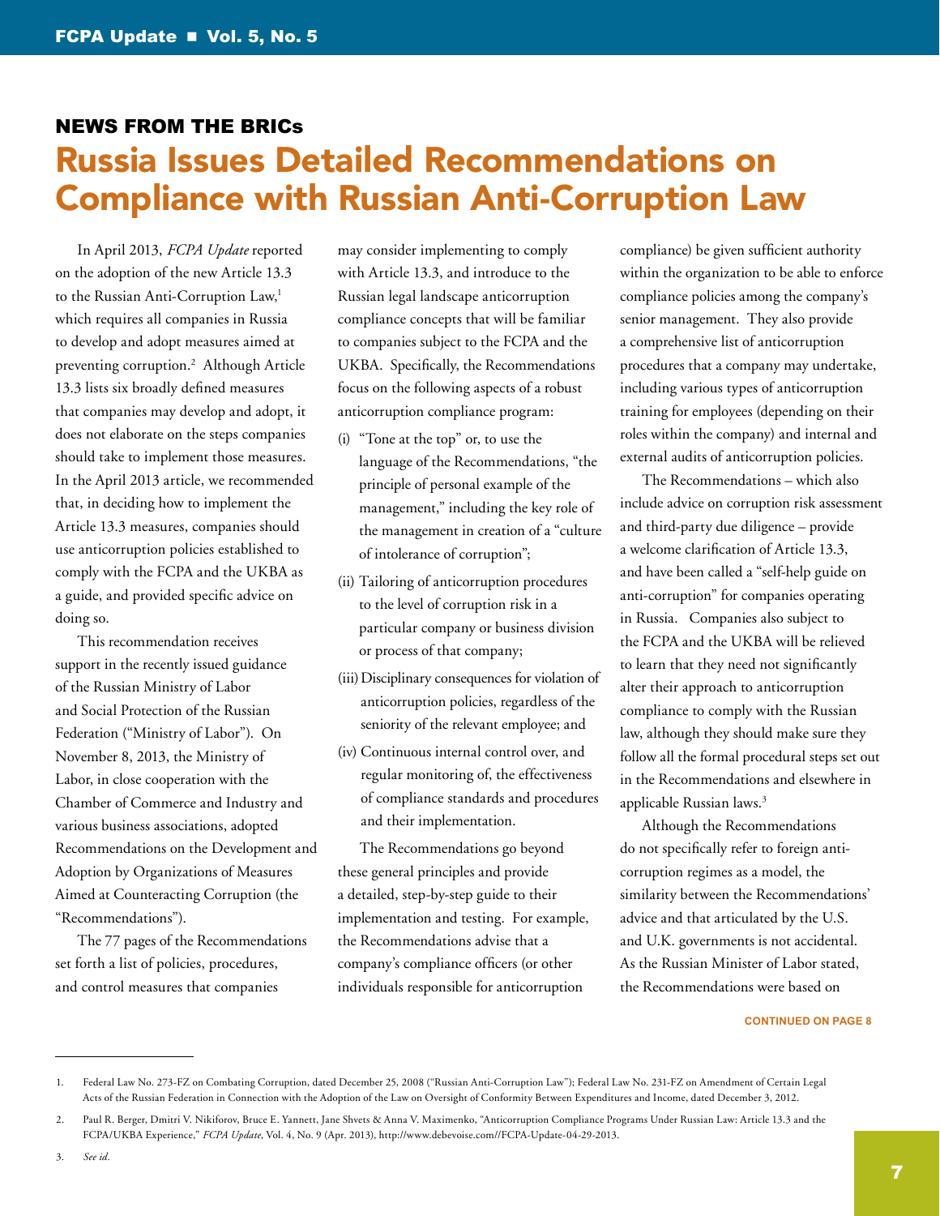## NEWS FROM THE BRICs

# Russia Issues Detailed Recommendations on Compliance with Russian Anti-Corruption Law

In April 2013, *FCPA Update* reported on the adoption of the new Article 13.3 to the Russian Anti-Corruption Law,[1] which requires all companies in Russia to develop and adopt measures aimed at preventing corruption.[2] Although Article 13.3 lists six broadly defined measures that companies may develop and adopt, it does not elaborate on the steps companies should take to implement those measures. In the April 2013 article, we recommended that, in deciding how to implement the Article 13.3 measures, companies should use anticorruption policies established to comply with the FCPA and the UKBA as a guide, and provided specific advice on doing so.

This recommendation receives support in the recently issued guidance of the Russian Ministry of Labor and Social Protection of the Russian Federation ("Ministry of Labor"). On November 8, 2013, the Ministry of Labor, in close cooperation with the Chamber of Commerce and Industry and various business associations, adopted Recommendations on the Development and Adoption by Organizations of Measures Aimed at Counteracting Corruption (the "Recommendations").

The 77 pages of the Recommendations set forth a list of policies, procedures, and control measures that companies may consider implementing to comply with Article 13.3, and introduce to the Russian legal landscape anticorruption compliance concepts that will be familiar to companies subject to the FCPA and the UKBA. Specifically, the Recommendations focus on the following aspects of a robust anticorruption compliance program:

(i) "Tone at the top" or, to use the language of the Recommendations, "the principle of personal example of the management," including the key role of the management in creation of a "culture of intolerance of corruption";

(ii) Tailoring of anticorruption procedures to the level of corruption risk in a particular company or business division or process of that company;

(iii) Disciplinary consequences for violation of anticorruption policies, regardless of the seniority of the relevant employee; and

(iv) Continuous internal control over, and regular monitoring of, the effectiveness of compliance standards and procedures and their implementation.

The Recommendations go beyond these general principles and provide a detailed, step-by-step guide to their implementation and testing. For example, the Recommendations advise that a company's compliance officers (or other individuals responsible for anticorruption compliance) be given sufficient authority within the organization to be able to enforce compliance policies among the company's senior management. They also provide a comprehensive list of anticorruption procedures that a company may undertake, including various types of anticorruption training for employees (depending on their roles within the company) and internal and external audits of anticorruption policies.

The Recommendations – which also include advice on corruption risk assessment and third-party due diligence – provide a welcome clarification of Article 13.3, and have been called a "self-help guide on anti-corruption" for companies operating in Russia. Companies also subject to the FCPA and the UKBA will be relieved to learn that they need not significantly alter their approach to anticorruption compliance to comply with the Russian law, although they should make sure they follow all the formal procedural steps set out in the Recommendations and elsewhere in applicable Russian laws.[3]

Although the Recommendations do not specifically refer to foreign anti-corruption regimes as a model, the similarity between the Recommendations' advice and that articulated by the U.S. and U.K. governments is not accidental. As the Russian Minister of Labor stated, the Recommendations were based on

CONTINUED ON PAGE 8

---

1. Federal Law No. 273-FZ on Combating Corruption, dated December 25, 2008 ("Russian Anti-Corruption Law"); Federal Law No. 231-FZ on Amendment of Certain Legal Acts of the Russian Federation in Connection with the Adoption of the Law on Oversight of Conformity Between Expenditures and Income, dated December 3, 2012.

2. Paul R. Berger, Dmitri V. Nikiforov, Bruce E. Yannett, Jane Shvets & Anna V. Maximenko, "Anticorruption Compliance Programs Under Russian Law: Article 13.3 and the FCPA/UKBA Experience," *FCPA Update*, Vol. 4, No. 9 (Apr. 2013), http://www.debevoise.com//FCPA-Update-04-29-2013.

3. *See id.*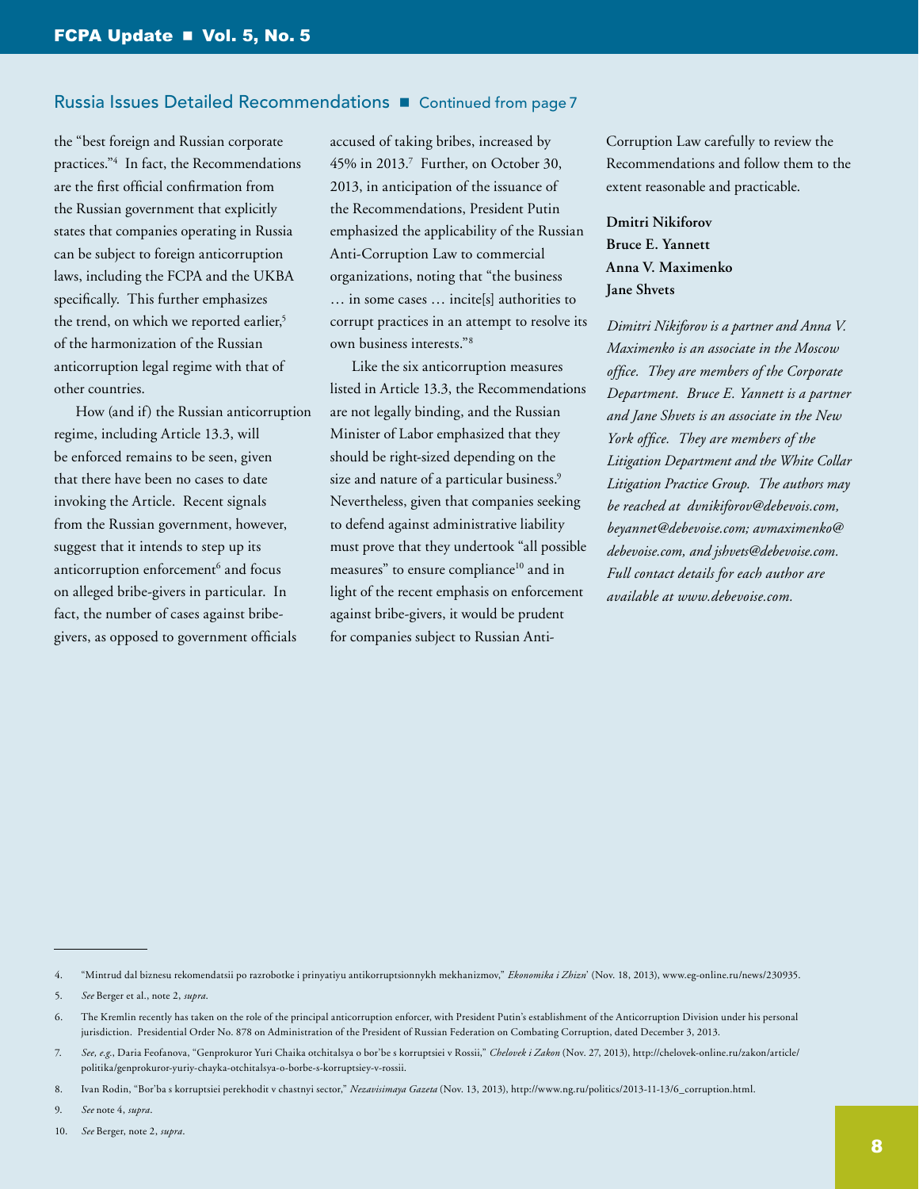## Russia Issues Detailed Recommendations ■ Continued from page 7

the "best foreign and Russian corporate practices."[4] In fact, the Recommendations are the first official confirmation from the Russian government that explicitly states that companies operating in Russia can be subject to foreign anticorruption laws, including the FCPA and the UKBA specifically. This further emphasizes the trend, on which we reported earlier,[5] of the harmonization of the Russian anticorruption legal regime with that of other countries.

How (and if) the Russian anticorruption regime, including Article 13.3, will be enforced remains to be seen, given that there have been no cases to date invoking the Article. Recent signals from the Russian government, however, suggest that it intends to step up its anticorruption enforcement[6] and focus on alleged bribe-givers in particular. In fact, the number of cases against bribe-givers, as opposed to government officials accused of taking bribes, increased by 45% in 2013.[7] Further, on October 30, 2013, in anticipation of the issuance of the Recommendations, President Putin emphasized the applicability of the Russian Anti-Corruption Law to commercial organizations, noting that "the business … in some cases … incite[s] authorities to corrupt practices in an attempt to resolve its own business interests."[8]

Like the six anticorruption measures listed in Article 13.3, the Recommendations are not legally binding, and the Russian Minister of Labor emphasized that they should be right-sized depending on the size and nature of a particular business.[9] Nevertheless, given that companies seeking to defend against administrative liability must prove that they undertook "all possible measures" to ensure compliance[10] and in light of the recent emphasis on enforcement against bribe-givers, it would be prudent for companies subject to Russian Anti-Corruption Law carefully to review the Recommendations and follow them to the extent reasonable and practicable.

**Dmitri Nikiforov**
**Bruce E. Yannett**
**Anna V. Maximenko**
**Jane Shvets**

*Dimitri Nikiforov is a partner and Anna V. Maximenko is an associate in the Moscow office. They are members of the Corporate Department. Bruce E. Yannett is a partner and Jane Shvets is an associate in the New York office. They are members of the Litigation Department and the White Collar Litigation Practice Group. The authors may be reached at dvnikiforov@debevois.com, beyannet@debevoise.com; avmaximenko@debevoise.com, and jshvets@debevoise.com. Full contact details for each author are available at www.debevoise.com.*

---

4. "Mintrud dal biznesu rekomendatsii po razrobotke i prinyatiyu antikorruptsionnykh mekhanizmov," *Ekonomika i Zhizn*' (Nov. 18, 2013), www.eg-online.ru/news/230935.

5. *See* Berger et al., note 2, *supra*.

6. The Kremlin recently has taken on the role of the principal anticorruption enforcer, with President Putin's establishment of the Anticorruption Division under his personal jurisdiction. Presidential Order No. 878 on Administration of the President of Russian Federation on Combating Corruption, dated December 3, 2013.

7. *See, e.g.*, Daria Feofanova, "Genprokuror Yuri Chaika otchitalsya o bor'be s korruptsiei v Rossii," *Chelovek i Zakon* (Nov. 27, 2013), http://chelovek-online.ru/zakon/article/politika/genprokuror-yuriy-chayka-otchitalsya-o-borbe-s-korruptsiey-v-rossii.

8. Ivan Rodin, "Bor'ba s korruptsiei perekhodit v chastnyi sector," *Nezavisimaya Gazeta* (Nov. 13, 2013), http://www.ng.ru/politics/2013-11-13/6_corruption.html.

9. *See* note 4, *supra*.

10. *See* Berger, note 2, *supra*.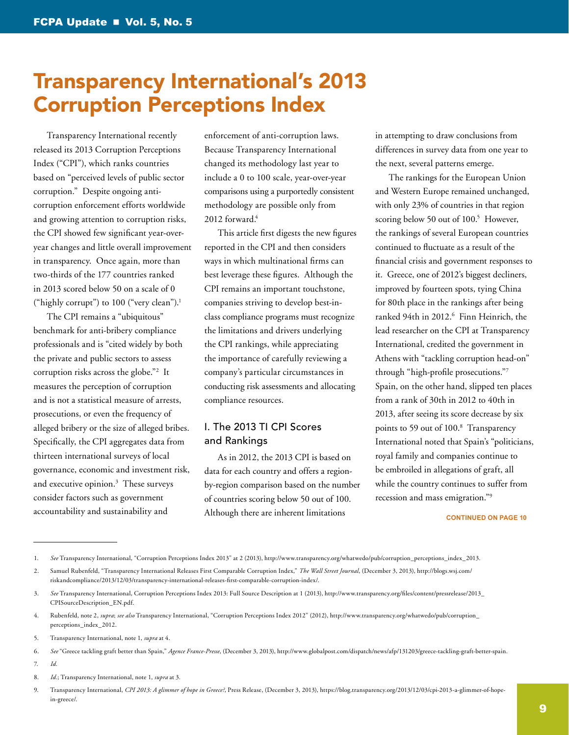# Transparency International's 2013 Corruption Perceptions Index

Transparency International recently released its 2013 Corruption Perceptions Index ("CPI"), which ranks countries based on "perceived levels of public sector corruption." Despite ongoing anti-corruption enforcement efforts worldwide and growing attention to corruption risks, the CPI showed few significant year-over-year changes and little overall improvement in transparency. Once again, more than two-thirds of the 177 countries ranked in 2013 scored below 50 on a scale of 0 ("highly corrupt") to 100 ("very clean").[1]

The CPI remains a "ubiquitous" benchmark for anti-bribery compliance professionals and is "cited widely by both the private and public sectors to assess corruption risks across the globe."[2] It measures the perception of corruption and is not a statistical measure of arrests, prosecutions, or even the frequency of alleged bribery or the size of alleged bribes. Specifically, the CPI aggregates data from thirteen international surveys of local governance, economic and investment risk, and executive opinion.[3] These surveys consider factors such as government accountability and sustainability and enforcement of anti-corruption laws. Because Transparency International changed its methodology last year to include a 0 to 100 scale, year-over-year comparisons using a purportedly consistent methodology are possible only from 2012 forward.[4]

This article first digests the new figures reported in the CPI and then considers ways in which multinational firms can best leverage these figures. Although the CPI remains an important touchstone, companies striving to develop best-in-class compliance programs must recognize the limitations and drivers underlying the CPI rankings, while appreciating the importance of carefully reviewing a company's particular circumstances in conducting risk assessments and allocating compliance resources.

## I. The 2013 TI CPI Scores and Rankings

As in 2012, the 2013 CPI is based on data for each country and offers a region-by-region comparison based on the number of countries scoring below 50 out of 100. Although there are inherent limitations in attempting to draw conclusions from differences in survey data from one year to the next, several patterns emerge.

The rankings for the European Union and Western Europe remained unchanged, with only 23% of countries in that region scoring below 50 out of 100.[5] However, the rankings of several European countries continued to fluctuate as a result of the financial crisis and government responses to it. Greece, one of 2012's biggest decliners, improved by fourteen spots, tying China for 80th place in the rankings after being ranked 94th in 2012.[6] Finn Heinrich, the lead researcher on the CPI at Transparency International, credited the government in Athens with "tackling corruption head-on" through "high-profile prosecutions."[7] Spain, on the other hand, slipped ten places from a rank of 30th in 2012 to 40th in 2013, after seeing its score decrease by six points to 59 out of 100.[8] Transparency International noted that Spain's "politicians, royal family and companies continue to be embroiled in allegations of graft, all while the country continues to suffer from recession and mass emigration."[9]

CONTINUED ON PAGE 10

---

1. *See* Transparency International, "Corruption Perceptions Index 2013" at 2 (2013), http://www.transparency.org/whatwedo/pub/corruption_perceptions_index_2013.

2. Samuel Rubenfeld, "Transparency International Releases First Comparable Corruption Index," *The Wall Street Journal*, (December 3, 2013), http://blogs.wsj.com/riskandcompliance/2013/12/03/transparency-international-releases-first-comparable-corruption-index/.

3. *See* Transparency International, Corruption Perceptions Index 2013: Full Source Description at 1 (2013), http://www.transparency.org/files/content/pressrelease/2013_CPISourceDescription_EN.pdf.

4. Rubenfeld, note 2, *supra*; *see also* Transparency International, "Corruption Perceptions Index 2012" (2012), http://www.transparency.org/whatwedo/pub/corruption_perceptions_index_2012.

5. Transparency International, note 1, *supra* at 4.

6. *See* "Greece tackling graft better than Spain," *Agence France-Presse*, (December 3, 2013), http://www.globalpost.com/dispatch/news/afp/131203/greece-tackling-graft-better-spain.

7. *Id.*

8. *Id.*; Transparency International, note 1, *supra* at 3.

9. Transparency International, *CPI 2013: A glimmer of hope in Greece?*, Press Release, (December 3, 2013), https://blog.transparency.org/2013/12/03/cpi-2013-a-glimmer-of-hope-in-greece/.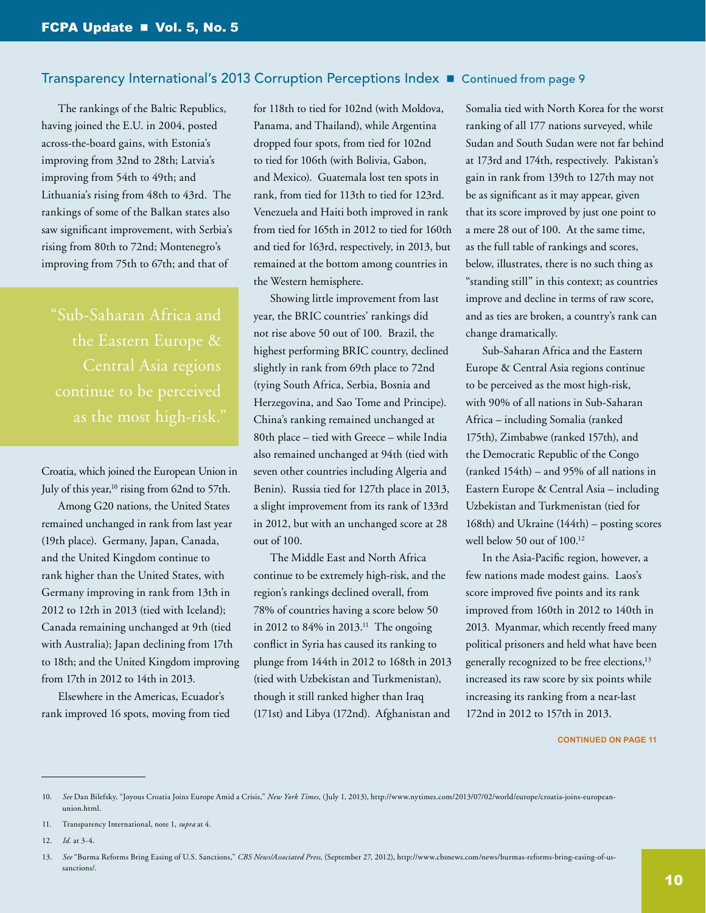## Transparency International's 2013 Corruption Perceptions Index ■ Continued from page 9

The rankings of the Baltic Republics, having joined the E.U. in 2004, posted across-the-board gains, with Estonia's improving from 32nd to 28th; Latvia's improving from 54th to 49th; and Lithuania's rising from 48th to 43rd. The rankings of some of the Balkan states also saw significant improvement, with Serbia's rising from 80th to 72nd; Montenegro's improving from 75th to 67th; and that of Croatia, which joined the European Union in July of this year,[10] rising from 62nd to 57th.

> "Sub-Saharan Africa and the Eastern Europe & Central Asia regions continue to be perceived as the most high-risk."

Among G20 nations, the United States remained unchanged in rank from last year (19th place). Germany, Japan, Canada, and the United Kingdom continue to rank higher than the United States, with Germany improving in rank from 13th in 2012 to 12th in 2013 (tied with Iceland); Canada remaining unchanged at 9th (tied with Australia); Japan declining from 17th to 18th; and the United Kingdom improving from 17th in 2012 to 14th in 2013.

Elsewhere in the Americas, Ecuador's rank improved 16 spots, moving from tied for 118th to tied for 102nd (with Moldova, Panama, and Thailand), while Argentina dropped four spots, from tied for 102nd to tied for 106th (with Bolivia, Gabon, and Mexico). Guatemala lost ten spots in rank, from tied for 113th to tied for 123rd. Venezuela and Haiti both improved in rank from tied for 165th in 2012 to tied for 160th and tied for 163rd, respectively, in 2013, but remained at the bottom among countries in the Western hemisphere.

Showing little improvement from last year, the BRIC countries' rankings did not rise above 50 out of 100. Brazil, the highest performing BRIC country, declined slightly in rank from 69th place to 72nd (tying South Africa, Serbia, Bosnia and Herzegovina, and Sao Tome and Principe). China's ranking remained unchanged at 80th place – tied with Greece – while India also remained unchanged at 94th (tied with seven other countries including Algeria and Benin). Russia tied for 127th place in 2013, a slight improvement from its rank of 133rd in 2012, but with an unchanged score at 28 out of 100.

The Middle East and North Africa continue to be extremely high-risk, and the region's rankings declined overall, from 78% of countries having a score below 50 in 2012 to 84% in 2013.[11] The ongoing conflict in Syria has caused its ranking to plunge from 144th in 2012 to 168th in 2013 (tied with Uzbekistan and Turkmenistan), though it still ranked higher than Iraq (171st) and Libya (172nd). Afghanistan and Somalia tied with North Korea for the worst ranking of all 177 nations surveyed, while Sudan and South Sudan were not far behind at 173rd and 174th, respectively. Pakistan's gain in rank from 139th to 127th may not be as significant as it may appear, given that its score improved by just one point to a mere 28 out of 100. At the same time, as the full table of rankings and scores, below, illustrates, there is no such thing as "standing still" in this context; as countries improve and decline in terms of raw score, and as ties are broken, a country's rank can change dramatically.

Sub-Saharan Africa and the Eastern Europe & Central Asia regions continue to be perceived as the most high-risk, with 90% of all nations in Sub-Saharan Africa – including Somalia (ranked 175th), Zimbabwe (ranked 157th), and the Democratic Republic of the Congo (ranked 154th) – and 95% of all nations in Eastern Europe & Central Asia – including Uzbekistan and Turkmenistan (tied for 168th) and Ukraine (144th) – posting scores well below 50 out of 100.[12]

In the Asia-Pacific region, however, a few nations made modest gains. Laos's score improved five points and its rank improved from 160th in 2012 to 140th in 2013. Myanmar, which recently freed many political prisoners and held what have been generally recognized to be free elections,[13] increased its raw score by six points while increasing its ranking from a near-last 172nd in 2012 to 157th in 2013.

**CONTINUED ON PAGE 11**

---

10. *See* Dan Bilefsky, "Joyous Croatia Joins Europe Amid a Crisis," *New York Times*, (July 1, 2013), http://www.nytimes.com/2013/07/02/world/europe/croatia-joins-european-union.html.

11. Transparency International, note 1, *supra* at 4.

12. *Id.* at 3-4.

13. *See* "Burma Reforms Bring Easing of U.S. Sanctions," *CBS News/Associated Press*, (September 27, 2012), http://www.cbsnews.com/news/burmas-reforms-bring-easing-of-us-sanctions/.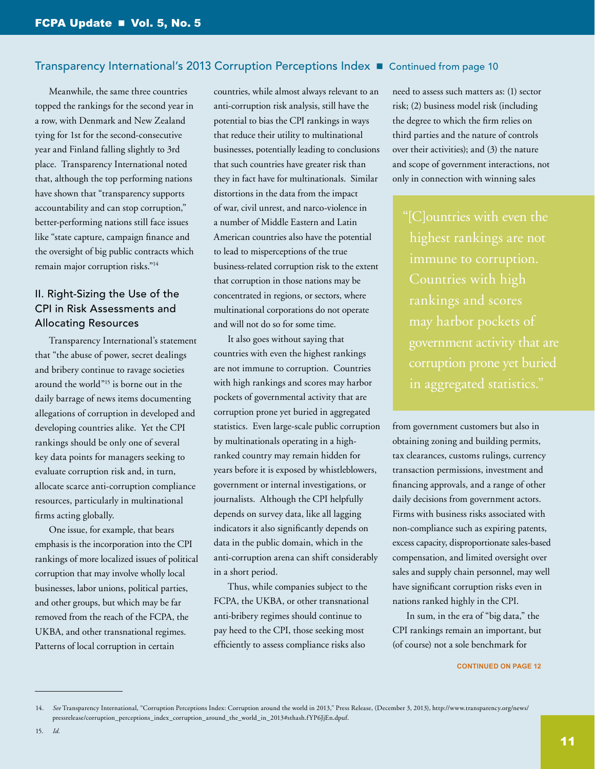## Transparency International's 2013 Corruption Perceptions Index ■ Continued from page 10

Meanwhile, the same three countries topped the rankings for the second year in a row, with Denmark and New Zealand tying for 1st for the second-consecutive year and Finland falling slightly to 3rd place. Transparency International noted that, although the top performing nations have shown that "transparency supports accountability and can stop corruption," better-performing nations still face issues like "state capture, campaign finance and the oversight of big public contracts which remain major corruption risks."[14]

### II. Right-Sizing the Use of the CPI in Risk Assessments and Allocating Resources

Transparency International's statement that "the abuse of power, secret dealings and bribery continue to ravage societies around the world"[15] is borne out in the daily barrage of news items documenting allegations of corruption in developed and developing countries alike. Yet the CPI rankings should be only one of several key data points for managers seeking to evaluate corruption risk and, in turn, allocate scarce anti-corruption compliance resources, particularly in multinational firms acting globally.

One issue, for example, that bears emphasis is the incorporation into the CPI rankings of more localized issues of political corruption that may involve wholly local businesses, labor unions, political parties, and other groups, but which may be far removed from the reach of the FCPA, the UKBA, and other transnational regimes. Patterns of local corruption in certain countries, while almost always relevant to an anti-corruption risk analysis, still have the potential to bias the CPI rankings in ways that reduce their utility to multinational businesses, potentially leading to conclusions that such countries have greater risk than they in fact have for multinationals. Similar distortions in the data from the impact of war, civil unrest, and narco-violence in a number of Middle Eastern and Latin American countries also have the potential to lead to misperceptions of the true business-related corruption risk to the extent that corruption in those nations may be concentrated in regions, or sectors, where multinational corporations do not operate and will not do so for some time.

It also goes without saying that countries with even the highest rankings are not immune to corruption. Countries with high rankings and scores may harbor pockets of governmental activity that are corruption prone yet buried in aggregated statistics. Even large-scale public corruption by multinationals operating in a high-ranked country may remain hidden for years before it is exposed by whistleblowers, government or internal investigations, or journalists. Although the CPI helpfully depends on survey data, like all lagging indicators it also significantly depends on data in the public domain, which in the anti-corruption arena can shift considerably in a short period.

Thus, while companies subject to the FCPA, the UKBA, or other transnational anti-bribery regimes should continue to pay heed to the CPI, those seeking most efficiently to assess compliance risks also need to assess such matters as: (1) sector risk; (2) business model risk (including the degree to which the firm relies on third parties and the nature of controls over their activities); and (3) the nature and scope of government interactions, not only in connection with winning sales from government customers but also in obtaining zoning and building permits, tax clearances, customs rulings, currency transaction permissions, investment and financing approvals, and a range of other daily decisions from government actors. Firms with business risks associated with non-compliance such as expiring patents, excess capacity, disproportionate sales-based compensation, and limited oversight over sales and supply chain personnel, may well have significant corruption risks even in nations ranked highly in the CPI.

> "[C]ountries with even the highest rankings are not immune to corruption. Countries with high rankings and scores may harbor pockets of government activity that are corruption prone yet buried in aggregated statistics."

In sum, in the era of "big data," the CPI rankings remain an important, but (of course) not a sole benchmark for

CONTINUED ON PAGE 12

---

14. *See* Transparency International, "Corruption Perceptions Index: Corruption around the world in 2013," Press Release, (December 3, 2013), http://www.transparency.org/news/pressrelease/corruption_perceptions_index_corruption_around_the_world_in_2013#sthash.fYP6JjEn.dpuf.

15. *Id.*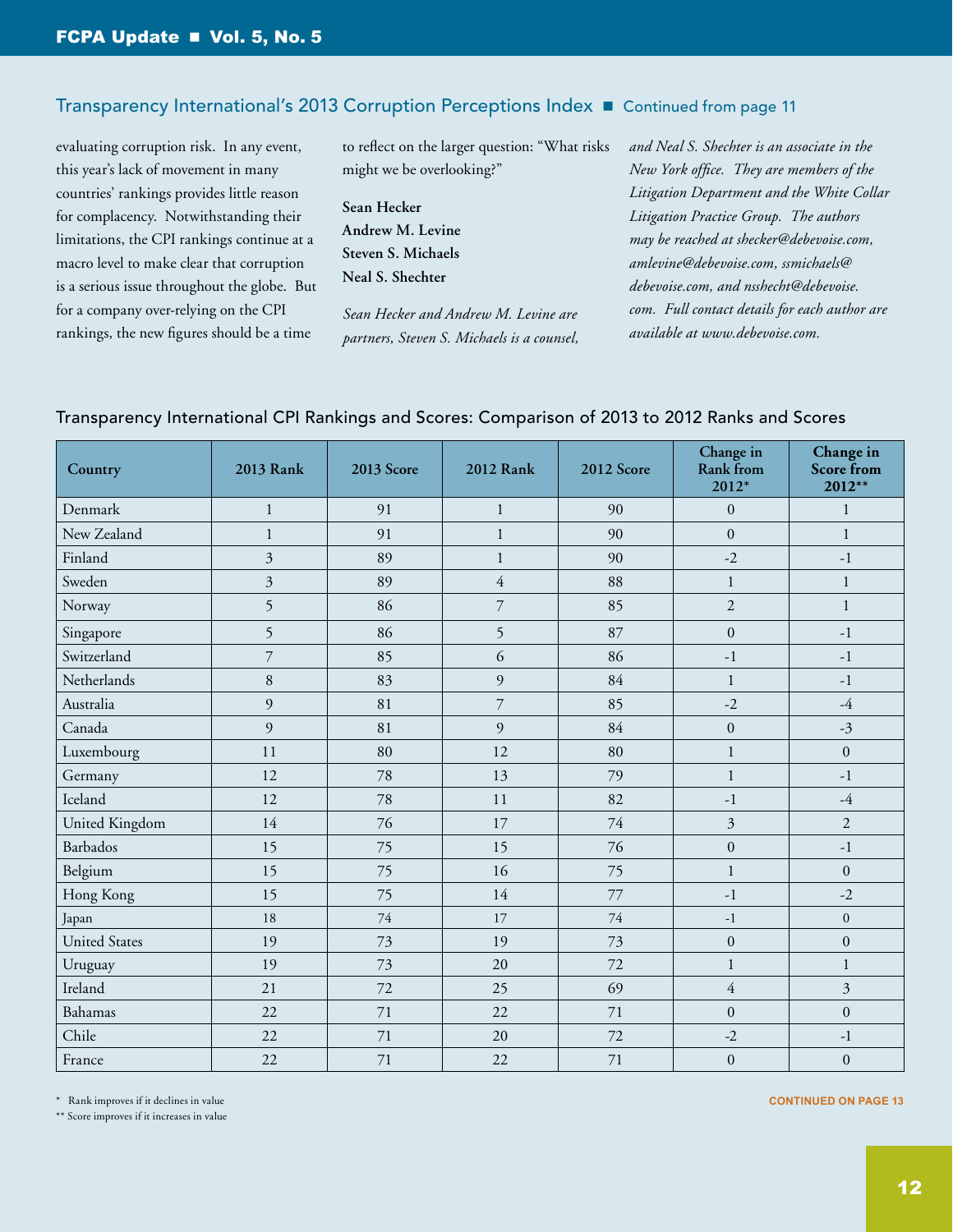## Transparency International's 2013 Corruption Perceptions Index ■ Continued from page 11

evaluating corruption risk. In any event, this year's lack of movement in many countries' rankings provides little reason for complacency. Notwithstanding their limitations, the CPI rankings continue at a macro level to make clear that corruption is a serious issue throughout the globe. But for a company over-relying on the CPI rankings, the new figures should be a time to reflect on the larger question: "What risks might we be overlooking?"

**Sean Hecker**
**Andrew M. Levine**
**Steven S. Michaels**
**Neal S. Shechter**

*Sean Hecker and Andrew M. Levine are partners, Steven S. Michaels is a counsel, and Neal S. Shechter is an associate in the New York office. They are members of the Litigation Department and the White Collar Litigation Practice Group. The authors may be reached at shecker@debevoise.com, amlevine@debevoise.com, ssmichaels@debevoise.com, and nsshecht@debevoise.com. Full contact details for each author are available at www.debevoise.com.*

### Transparency International CPI Rankings and Scores: Comparison of 2013 to 2012 Ranks and Scores

| Country | 2013 Rank | 2013 Score | 2012 Rank | 2012 Score | Change in Rank from 2012* | Change in Score from 2012** |
|---|---|---|---|---|---|---|
| Denmark | 1 | 91 | 1 | 90 | 0 | 1 |
| New Zealand | 1 | 91 | 1 | 90 | 0 | 1 |
| Finland | 3 | 89 | 1 | 90 | -2 | -1 |
| Sweden | 3 | 89 | 4 | 88 | 1 | 1 |
| Norway | 5 | 86 | 7 | 85 | 2 | 1 |
| Singapore | 5 | 86 | 5 | 87 | 0 | -1 |
| Switzerland | 7 | 85 | 6 | 86 | -1 | -1 |
| Netherlands | 8 | 83 | 9 | 84 | 1 | -1 |
| Australia | 9 | 81 | 7 | 85 | -2 | -4 |
| Canada | 9 | 81 | 9 | 84 | 0 | -3 |
| Luxembourg | 11 | 80 | 12 | 80 | 1 | 0 |
| Germany | 12 | 78 | 13 | 79 | 1 | -1 |
| Iceland | 12 | 78 | 11 | 82 | -1 | -4 |
| United Kingdom | 14 | 76 | 17 | 74 | 3 | 2 |
| Barbados | 15 | 75 | 15 | 76 | 0 | -1 |
| Belgium | 15 | 75 | 16 | 75 | 1 | 0 |
| Hong Kong | 15 | 75 | 14 | 77 | -1 | -2 |
| Japan | 18 | 74 | 17 | 74 | -1 | 0 |
| United States | 19 | 73 | 19 | 73 | 0 | 0 |
| Uruguay | 19 | 73 | 20 | 72 | 1 | 1 |
| Ireland | 21 | 72 | 25 | 69 | 4 | 3 |
| Bahamas | 22 | 71 | 22 | 71 | 0 | 0 |
| Chile | 22 | 71 | 20 | 72 | -2 | -1 |
| France | 22 | 71 | 22 | 71 | 0 | 0 |

\* Rank improves if it declines in value

** Score improves if it increases in value

CONTINUED ON PAGE 13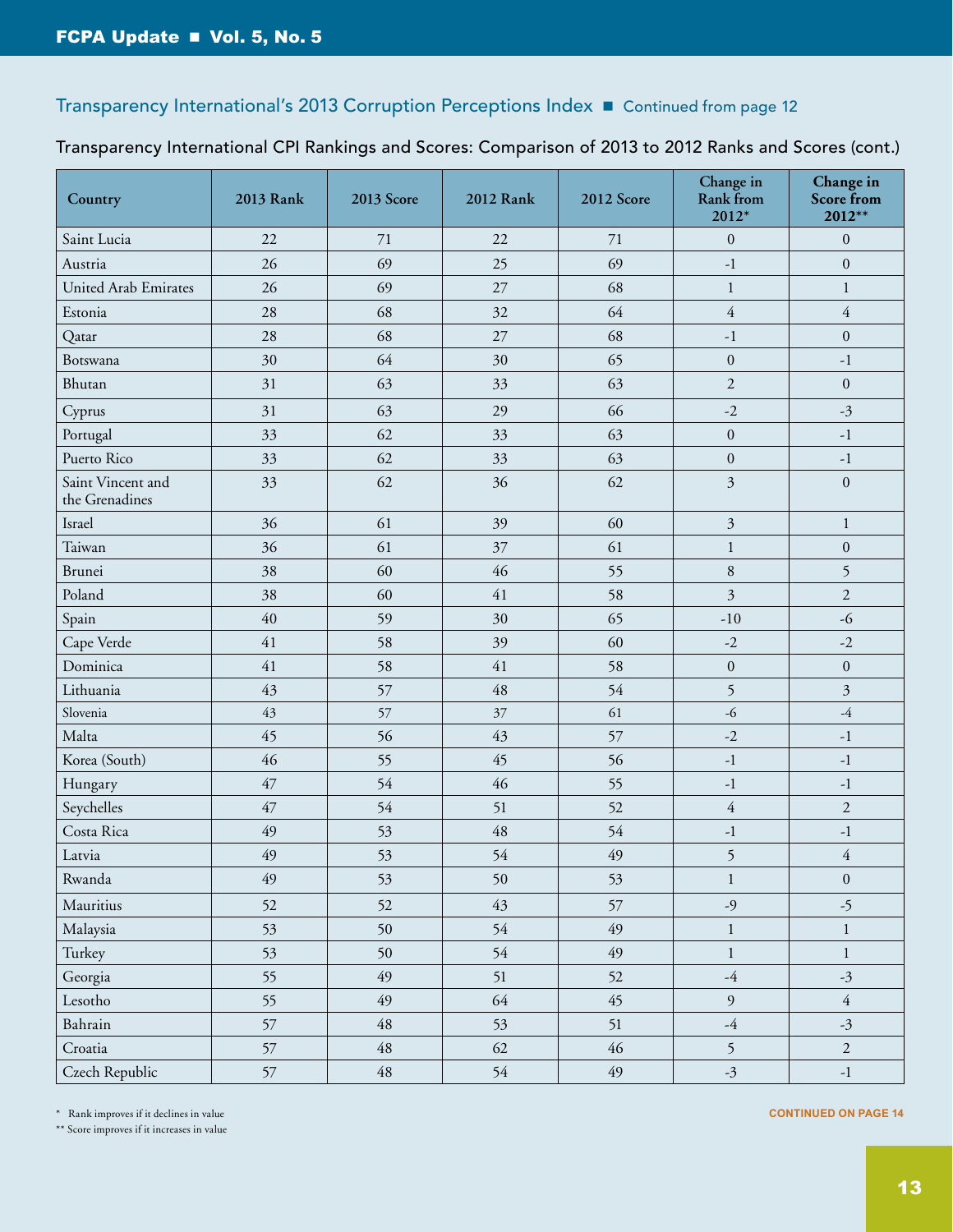## Transparency International's 2013 Corruption Perceptions Index ■ Continued from page 12

Transparency International CPI Rankings and Scores: Comparison of 2013 to 2012 Ranks and Scores (cont.)

| Country | 2013 Rank | 2013 Score | 2012 Rank | 2012 Score | Change in Rank from 2012* | Change in Score from 2012** |
|---|---|---|---|---|---|---|
| Saint Lucia | 22 | 71 | 22 | 71 | 0 | 0 |
| Austria | 26 | 69 | 25 | 69 | -1 | 0 |
| United Arab Emirates | 26 | 69 | 27 | 68 | 1 | 1 |
| Estonia | 28 | 68 | 32 | 64 | 4 | 4 |
| Qatar | 28 | 68 | 27 | 68 | -1 | 0 |
| Botswana | 30 | 64 | 30 | 65 | 0 | -1 |
| Bhutan | 31 | 63 | 33 | 63 | 2 | 0 |
| Cyprus | 31 | 63 | 29 | 66 | -2 | -3 |
| Portugal | 33 | 62 | 33 | 63 | 0 | -1 |
| Puerto Rico | 33 | 62 | 33 | 63 | 0 | -1 |
| Saint Vincent and the Grenadines | 33 | 62 | 36 | 62 | 3 | 0 |
| Israel | 36 | 61 | 39 | 60 | 3 | 1 |
| Taiwan | 36 | 61 | 37 | 61 | 1 | 0 |
| Brunei | 38 | 60 | 46 | 55 | 8 | 5 |
| Poland | 38 | 60 | 41 | 58 | 3 | 2 |
| Spain | 40 | 59 | 30 | 65 | -10 | -6 |
| Cape Verde | 41 | 58 | 39 | 60 | -2 | -2 |
| Dominica | 41 | 58 | 41 | 58 | 0 | 0 |
| Lithuania | 43 | 57 | 48 | 54 | 5 | 3 |
| Slovenia | 43 | 57 | 37 | 61 | -6 | -4 |
| Malta | 45 | 56 | 43 | 57 | -2 | -1 |
| Korea (South) | 46 | 55 | 45 | 56 | -1 | -1 |
| Hungary | 47 | 54 | 46 | 55 | -1 | -1 |
| Seychelles | 47 | 54 | 51 | 52 | 4 | 2 |
| Costa Rica | 49 | 53 | 48 | 54 | -1 | -1 |
| Latvia | 49 | 53 | 54 | 49 | 5 | 4 |
| Rwanda | 49 | 53 | 50 | 53 | 1 | 0 |
| Mauritius | 52 | 52 | 43 | 57 | -9 | -5 |
| Malaysia | 53 | 50 | 54 | 49 | 1 | 1 |
| Turkey | 53 | 50 | 54 | 49 | 1 | 1 |
| Georgia | 55 | 49 | 51 | 52 | -4 | -3 |
| Lesotho | 55 | 49 | 64 | 45 | 9 | 4 |
| Bahrain | 57 | 48 | 53 | 51 | -4 | -3 |
| Croatia | 57 | 48 | 62 | 46 | 5 | 2 |
| Czech Republic | 57 | 48 | 54 | 49 | -3 | -1 |

\* Rank improves if it declines in value

\** Score improves if it increases in value

CONTINUED ON PAGE 14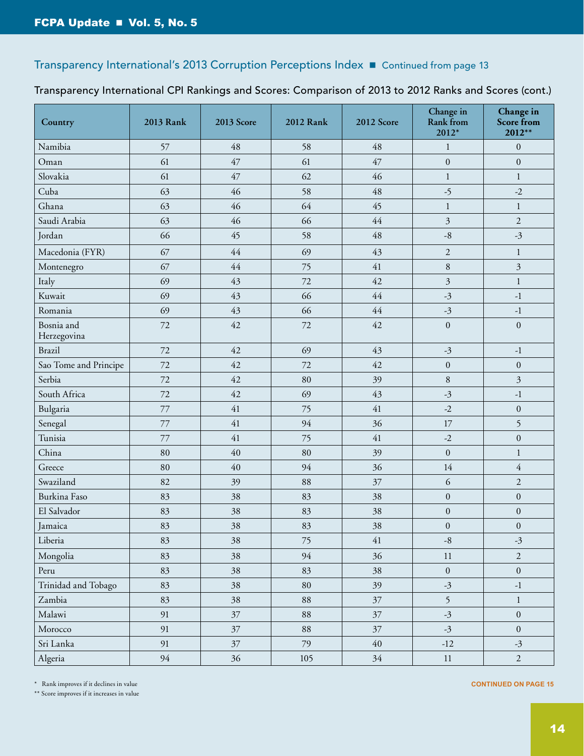## Transparency International's 2013 Corruption Perceptions Index ■ Continued from page 13

Transparency International CPI Rankings and Scores: Comparison of 2013 to 2012 Ranks and Scores (cont.)

| Country | 2013 Rank | 2013 Score | 2012 Rank | 2012 Score | Change in Rank from 2012* | Change in Score from 2012** |
|---|---|---|---|---|---|---|
| Namibia | 57 | 48 | 58 | 48 | 1 | 0 |
| Oman | 61 | 47 | 61 | 47 | 0 | 0 |
| Slovakia | 61 | 47 | 62 | 46 | 1 | 1 |
| Cuba | 63 | 46 | 58 | 48 | -5 | -2 |
| Ghana | 63 | 46 | 64 | 45 | 1 | 1 |
| Saudi Arabia | 63 | 46 | 66 | 44 | 3 | 2 |
| Jordan | 66 | 45 | 58 | 48 | -8 | -3 |
| Macedonia (FYR) | 67 | 44 | 69 | 43 | 2 | 1 |
| Montenegro | 67 | 44 | 75 | 41 | 8 | 3 |
| Italy | 69 | 43 | 72 | 42 | 3 | 1 |
| Kuwait | 69 | 43 | 66 | 44 | -3 | -1 |
| Romania | 69 | 43 | 66 | 44 | -3 | -1 |
| Bosnia and Herzegovina | 72 | 42 | 72 | 42 | 0 | 0 |
| Brazil | 72 | 42 | 69 | 43 | -3 | -1 |
| Sao Tome and Principe | 72 | 42 | 72 | 42 | 0 | 0 |
| Serbia | 72 | 42 | 80 | 39 | 8 | 3 |
| South Africa | 72 | 42 | 69 | 43 | -3 | -1 |
| Bulgaria | 77 | 41 | 75 | 41 | -2 | 0 |
| Senegal | 77 | 41 | 94 | 36 | 17 | 5 |
| Tunisia | 77 | 41 | 75 | 41 | -2 | 0 |
| China | 80 | 40 | 80 | 39 | 0 | 1 |
| Greece | 80 | 40 | 94 | 36 | 14 | 4 |
| Swaziland | 82 | 39 | 88 | 37 | 6 | 2 |
| Burkina Faso | 83 | 38 | 83 | 38 | 0 | 0 |
| El Salvador | 83 | 38 | 83 | 38 | 0 | 0 |
| Jamaica | 83 | 38 | 83 | 38 | 0 | 0 |
| Liberia | 83 | 38 | 75 | 41 | -8 | -3 |
| Mongolia | 83 | 38 | 94 | 36 | 11 | 2 |
| Peru | 83 | 38 | 83 | 38 | 0 | 0 |
| Trinidad and Tobago | 83 | 38 | 80 | 39 | -3 | -1 |
| Zambia | 83 | 38 | 88 | 37 | 5 | 1 |
| Malawi | 91 | 37 | 88 | 37 | -3 | 0 |
| Morocco | 91 | 37 | 88 | 37 | -3 | 0 |
| Sri Lanka | 91 | 37 | 79 | 40 | -12 | -3 |
| Algeria | 94 | 36 | 105 | 34 | 11 | 2 |

\* Rank improves if it declines in value

\*\* Score improves if it increases in value

CONTINUED ON PAGE 15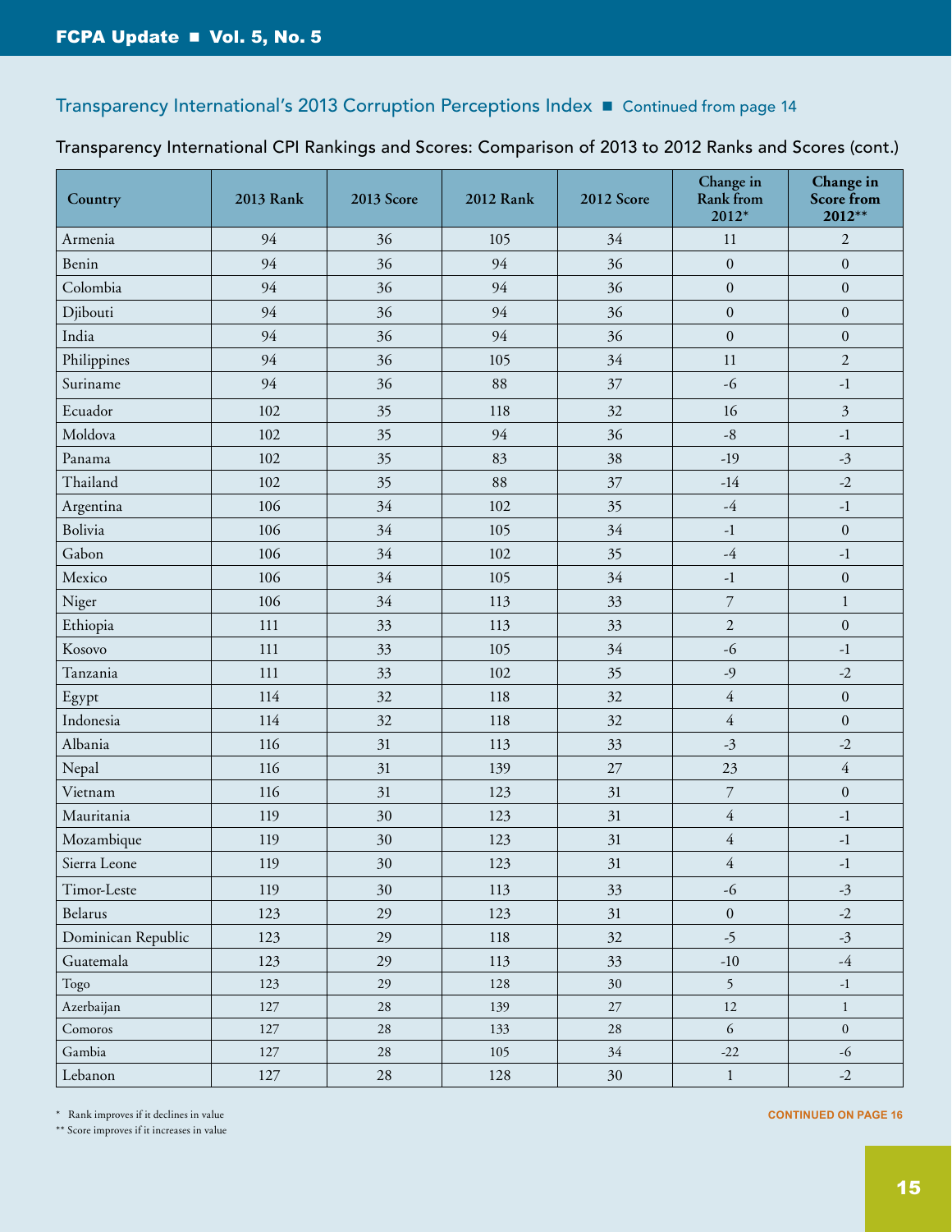## Transparency International's 2013 Corruption Perceptions Index ■ Continued from page 14

Transparency International CPI Rankings and Scores: Comparison of 2013 to 2012 Ranks and Scores (cont.)

| Country | 2013 Rank | 2013 Score | 2012 Rank | 2012 Score | Change in Rank from 2012* | Change in Score from 2012** |
|---|---|---|---|---|---|---|
| Armenia | 94 | 36 | 105 | 34 | 11 | 2 |
| Benin | 94 | 36 | 94 | 36 | 0 | 0 |
| Colombia | 94 | 36 | 94 | 36 | 0 | 0 |
| Djibouti | 94 | 36 | 94 | 36 | 0 | 0 |
| India | 94 | 36 | 94 | 36 | 0 | 0 |
| Philippines | 94 | 36 | 105 | 34 | 11 | 2 |
| Suriname | 94 | 36 | 88 | 37 | -6 | -1 |
| Ecuador | 102 | 35 | 118 | 32 | 16 | 3 |
| Moldova | 102 | 35 | 94 | 36 | -8 | -1 |
| Panama | 102 | 35 | 83 | 38 | -19 | -3 |
| Thailand | 102 | 35 | 88 | 37 | -14 | -2 |
| Argentina | 106 | 34 | 102 | 35 | -4 | -1 |
| Bolivia | 106 | 34 | 105 | 34 | -1 | 0 |
| Gabon | 106 | 34 | 102 | 35 | -4 | -1 |
| Mexico | 106 | 34 | 105 | 34 | -1 | 0 |
| Niger | 106 | 34 | 113 | 33 | 7 | 1 |
| Ethiopia | 111 | 33 | 113 | 33 | 2 | 0 |
| Kosovo | 111 | 33 | 105 | 34 | -6 | -1 |
| Tanzania | 111 | 33 | 102 | 35 | -9 | -2 |
| Egypt | 114 | 32 | 118 | 32 | 4 | 0 |
| Indonesia | 114 | 32 | 118 | 32 | 4 | 0 |
| Albania | 116 | 31 | 113 | 33 | -3 | -2 |
| Nepal | 116 | 31 | 139 | 27 | 23 | 4 |
| Vietnam | 116 | 31 | 123 | 31 | 7 | 0 |
| Mauritania | 119 | 30 | 123 | 31 | 4 | -1 |
| Mozambique | 119 | 30 | 123 | 31 | 4 | -1 |
| Sierra Leone | 119 | 30 | 123 | 31 | 4 | -1 |
| Timor-Leste | 119 | 30 | 113 | 33 | -6 | -3 |
| Belarus | 123 | 29 | 123 | 31 | 0 | -2 |
| Dominican Republic | 123 | 29 | 118 | 32 | -5 | -3 |
| Guatemala | 123 | 29 | 113 | 33 | -10 | -4 |
| Togo | 123 | 29 | 128 | 30 | 5 | -1 |
| Azerbaijan | 127 | 28 | 139 | 27 | 12 | 1 |
| Comoros | 127 | 28 | 133 | 28 | 6 | 0 |
| Gambia | 127 | 28 | 105 | 34 | -22 | -6 |
| Lebanon | 127 | 28 | 128 | 30 | 1 | -2 |

\* Rank improves if it declines in value

\*\* Score improves if it increases in value

CONTINUED ON PAGE 16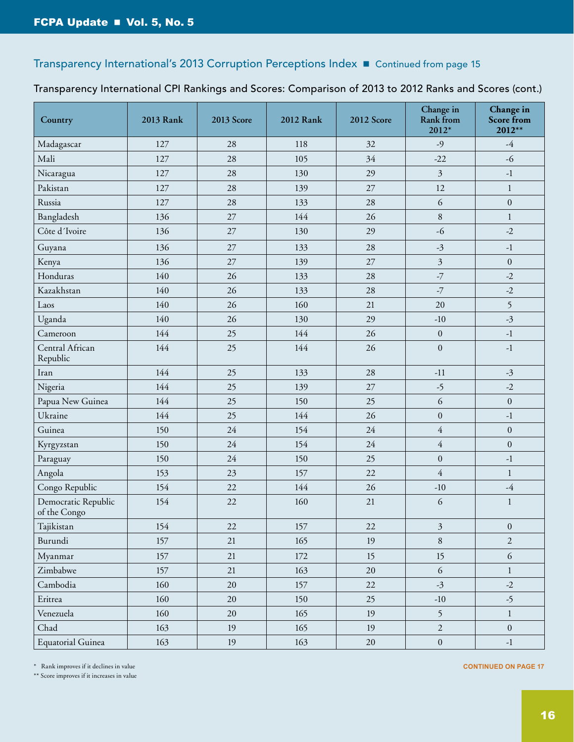## Transparency International's 2013 Corruption Perceptions Index ■ Continued from page 15

Transparency International CPI Rankings and Scores: Comparison of 2013 to 2012 Ranks and Scores (cont.)

| Country | 2013 Rank | 2013 Score | 2012 Rank | 2012 Score | Change in Rank from 2012* | Change in Score from 2012** |
|---|---|---|---|---|---|---|
| Madagascar | 127 | 28 | 118 | 32 | -9 | -4 |
| Mali | 127 | 28 | 105 | 34 | -22 | -6 |
| Nicaragua | 127 | 28 | 130 | 29 | 3 | -1 |
| Pakistan | 127 | 28 | 139 | 27 | 12 | 1 |
| Russia | 127 | 28 | 133 | 28 | 6 | 0 |
| Bangladesh | 136 | 27 | 144 | 26 | 8 | 1 |
| Côte d´Ivoire | 136 | 27 | 130 | 29 | -6 | -2 |
| Guyana | 136 | 27 | 133 | 28 | -3 | -1 |
| Kenya | 136 | 27 | 139 | 27 | 3 | 0 |
| Honduras | 140 | 26 | 133 | 28 | -7 | -2 |
| Kazakhstan | 140 | 26 | 133 | 28 | -7 | -2 |
| Laos | 140 | 26 | 160 | 21 | 20 | 5 |
| Uganda | 140 | 26 | 130 | 29 | -10 | -3 |
| Cameroon | 144 | 25 | 144 | 26 | 0 | -1 |
| Central African Republic | 144 | 25 | 144 | 26 | 0 | -1 |
| Iran | 144 | 25 | 133 | 28 | -11 | -3 |
| Nigeria | 144 | 25 | 139 | 27 | -5 | -2 |
| Papua New Guinea | 144 | 25 | 150 | 25 | 6 | 0 |
| Ukraine | 144 | 25 | 144 | 26 | 0 | -1 |
| Guinea | 150 | 24 | 154 | 24 | 4 | 0 |
| Kyrgyzstan | 150 | 24 | 154 | 24 | 4 | 0 |
| Paraguay | 150 | 24 | 150 | 25 | 0 | -1 |
| Angola | 153 | 23 | 157 | 22 | 4 | 1 |
| Congo Republic | 154 | 22 | 144 | 26 | -10 | -4 |
| Democratic Republic of the Congo | 154 | 22 | 160 | 21 | 6 | 1 |
| Tajikistan | 154 | 22 | 157 | 22 | 3 | 0 |
| Burundi | 157 | 21 | 165 | 19 | 8 | 2 |
| Myanmar | 157 | 21 | 172 | 15 | 15 | 6 |
| Zimbabwe | 157 | 21 | 163 | 20 | 6 | 1 |
| Cambodia | 160 | 20 | 157 | 22 | -3 | -2 |
| Eritrea | 160 | 20 | 150 | 25 | -10 | -5 |
| Venezuela | 160 | 20 | 165 | 19 | 5 | 1 |
| Chad | 163 | 19 | 165 | 19 | 2 | 0 |
| Equatorial Guinea | 163 | 19 | 163 | 20 | 0 | -1 |

\* Rank improves if it declines in value

\*\* Score improves if it increases in value

CONTINUED ON PAGE 17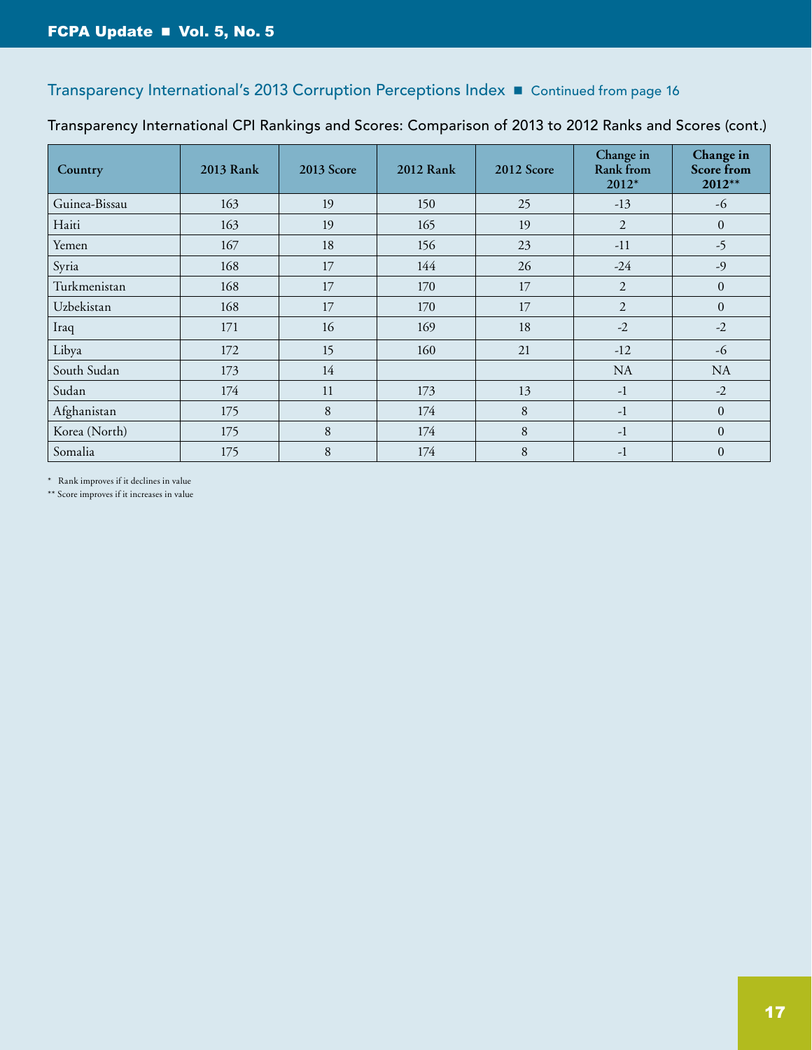## Transparency International's 2013 Corruption Perceptions Index ■ Continued from page 16

Transparency International CPI Rankings and Scores: Comparison of 2013 to 2012 Ranks and Scores (cont.)

| Country | 2013 Rank | 2013 Score | 2012 Rank | 2012 Score | Change in Rank from 2012* | Change in Score from 2012** |
|---|---|---|---|---|---|---|
| Guinea-Bissau | 163 | 19 | 150 | 25 | -13 | -6 |
| Haiti | 163 | 19 | 165 | 19 | 2 | 0 |
| Yemen | 167 | 18 | 156 | 23 | -11 | -5 |
| Syria | 168 | 17 | 144 | 26 | -24 | -9 |
| Turkmenistan | 168 | 17 | 170 | 17 | 2 | 0 |
| Uzbekistan | 168 | 17 | 170 | 17 | 2 | 0 |
| Iraq | 171 | 16 | 169 | 18 | -2 | -2 |
| Libya | 172 | 15 | 160 | 21 | -12 | -6 |
| South Sudan | 173 | 14 | | | NA | NA |
| Sudan | 174 | 11 | 173 | 13 | -1 | -2 |
| Afghanistan | 175 | 8 | 174 | 8 | -1 | 0 |
| Korea (North) | 175 | 8 | 174 | 8 | -1 | 0 |
| Somalia | 175 | 8 | 174 | 8 | -1 | 0 |

\* Rank improves if it declines in value

** Score improves if it increases in value